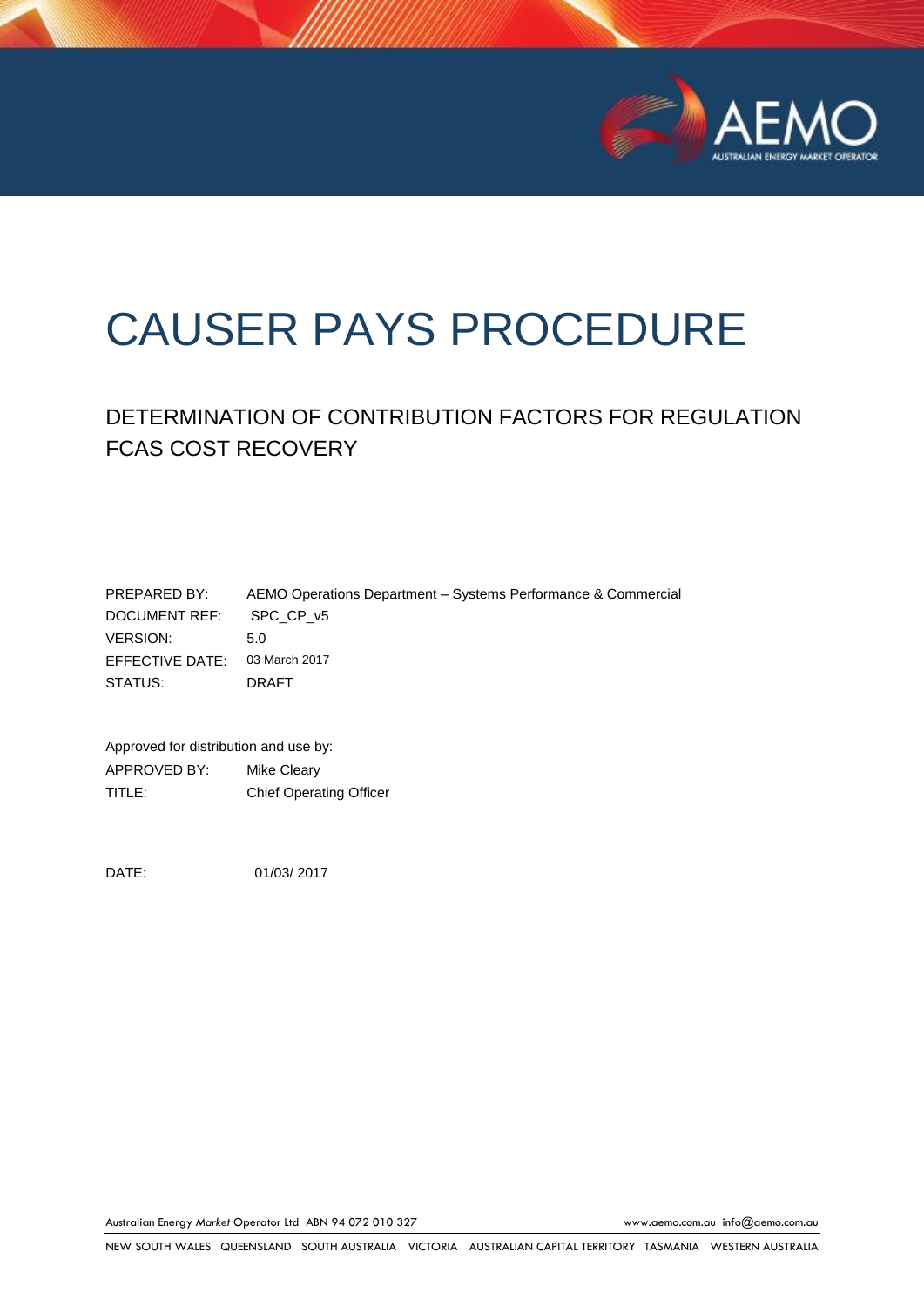# CAUSER PAYS PROCEDURE

## DETERMINATION OF CONTRIBUTION FACTORS FOR REGULATION FCAS COST RECOVERY

| | |
|---|---|
| PREPARED BY: | AEMO Operations Department – Systems Performance & Commercial |
| DOCUMENT REF: | SPC_CP_v5 |
| VERSION: | 5.0 |
| EFFECTIVE DATE: | 03 March 2017 |
| STATUS: | DRAFT |

Approved for distribution and use by:

| | |
|---|---|
| APPROVED BY: | Mike Cleary |
| TITLE: | Chief Operating Officer |

DATE: 01/03/ 2017

Australian Energy Market Operator Ltd ABN 94 072 010 327 www.aemo.com.au info@aemo.com.au

NEW SOUTH WALES QUEENSLAND SOUTH AUSTRALIA VICTORIA AUSTRALIAN CAPITAL TERRITORY TASMANIA WESTERN AUSTRALIA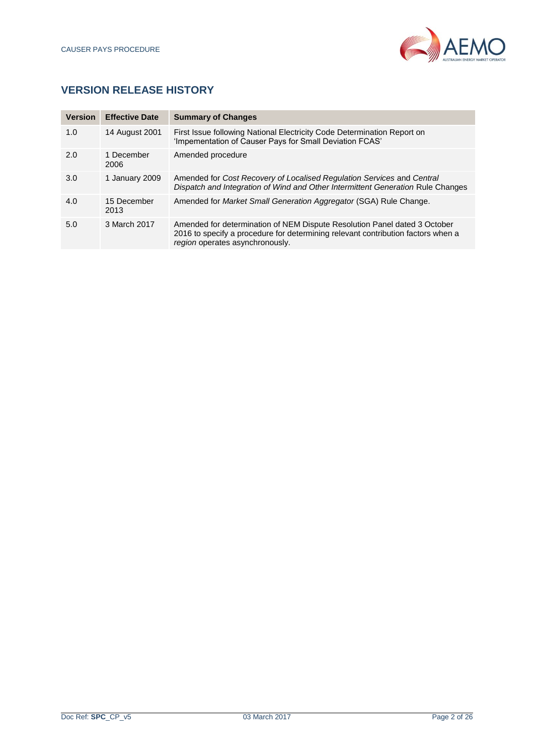## VERSION RELEASE HISTORY

| Version | Effective Date | Summary of Changes |
|---|---|---|
| 1.0 | 14 August 2001 | First Issue following National Electricity Code Determination Report on 'Impementation of Causer Pays for Small Deviation FCAS' |
| 2.0 | 1 December 2006 | Amended procedure |
| 3.0 | 1 January 2009 | Amended for *Cost Recovery of Localised Regulation Services* and *Central Dispatch and Integration of Wind and Other Intermittent Generation* Rule Changes |
| 4.0 | 15 December 2013 | Amended for *Market Small Generation Aggregator* (SGA) Rule Change. |
| 5.0 | 3 March 2017 | Amended for determination of NEM Dispute Resolution Panel dated 3 October 2016 to specify a procedure for determining relevant contribution factors when a *region* operates asynchronously. |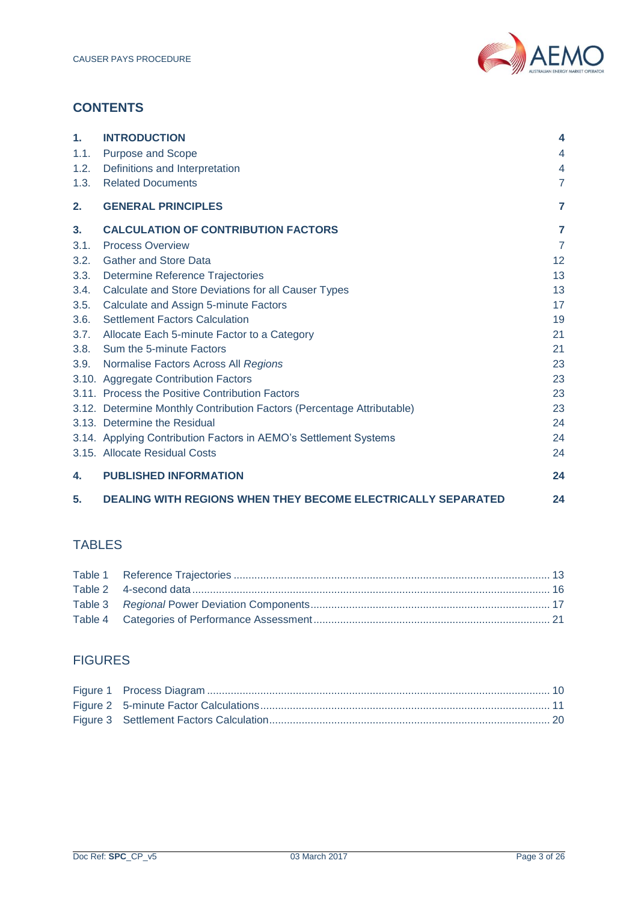## CONTENTS

| | | |
|---|---|---|
| **1.** | **INTRODUCTION** | **4** |
| 1.1. | Purpose and Scope | 4 |
| 1.2. | Definitions and Interpretation | 4 |
| 1.3. | Related Documents | 7 |
| **2.** | **GENERAL PRINCIPLES** | **7** |
| **3.** | **CALCULATION OF CONTRIBUTION FACTORS** | **7** |
| 3.1. | Process Overview | 7 |
| 3.2. | Gather and Store Data | 12 |
| 3.3. | Determine Reference Trajectories | 13 |
| 3.4. | Calculate and Store Deviations for all Causer Types | 13 |
| 3.5. | Calculate and Assign 5-minute Factors | 17 |
| 3.6. | Settlement Factors Calculation | 19 |
| 3.7. | Allocate Each 5-minute Factor to a Category | 21 |
| 3.8. | Sum the 5-minute Factors | 21 |
| 3.9. | Normalise Factors Across All *Regions* | 23 |
| 3.10. | Aggregate Contribution Factors | 23 |
| 3.11. | Process the Positive Contribution Factors | 23 |
| 3.12. | Determine Monthly Contribution Factors (Percentage Attributable) | 23 |
| 3.13. | Determine the Residual | 24 |
| 3.14. | Applying Contribution Factors in AEMO's Settlement Systems | 24 |
| 3.15. | Allocate Residual Costs | 24 |
| **4.** | **PUBLISHED INFORMATION** | **24** |
| **5.** | **DEALING WITH REGIONS WHEN THEY BECOME ELECTRICALLY SEPARATED** | **24** |

## TABLES

| | | |
|---|---|---|
| Table 1 | Reference Trajectories | 13 |
| Table 2 | 4-second data | 16 |
| Table 3 | *Regional* Power Deviation Components | 17 |
| Table 4 | Categories of Performance Assessment | 21 |

## FIGURES

| | | |
|---|---|---|
| Figure 1 | Process Diagram | 10 |
| Figure 2 | 5-minute Factor Calculations | 11 |
| Figure 3 | Settlement Factors Calculation | 20 |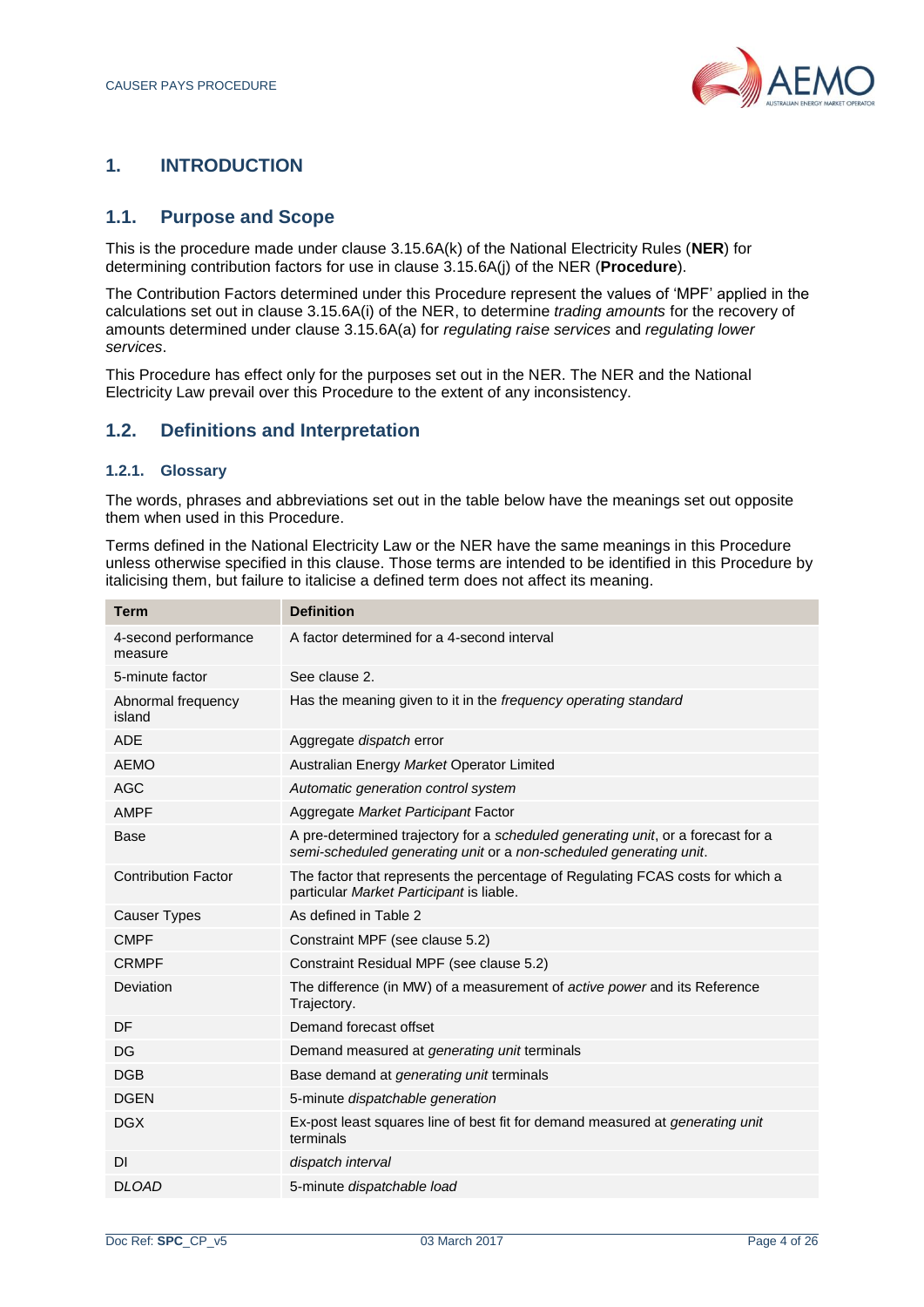# 1. INTRODUCTION

## 1.1. Purpose and Scope

This is the procedure made under clause 3.15.6A(k) of the National Electricity Rules (**NER**) for determining contribution factors for use in clause 3.15.6A(j) of the NER (**Procedure**).

The Contribution Factors determined under this Procedure represent the values of 'MPF' applied in the calculations set out in clause 3.15.6A(i) of the NER, to determine *trading amounts* for the recovery of amounts determined under clause 3.15.6A(a) for *regulating raise services* and *regulating lower services*.

This Procedure has effect only for the purposes set out in the NER. The NER and the National Electricity Law prevail over this Procedure to the extent of any inconsistency.

## 1.2. Definitions and Interpretation

### 1.2.1. Glossary

The words, phrases and abbreviations set out in the table below have the meanings set out opposite them when used in this Procedure.

Terms defined in the National Electricity Law or the NER have the same meanings in this Procedure unless otherwise specified in this clause. Those terms are intended to be identified in this Procedure by italicising them, but failure to italicise a defined term does not affect its meaning.

| Term | Definition |
|---|---|
| 4-second performance measure | A factor determined for a 4-second interval |
| 5-minute factor | See clause 2. |
| Abnormal frequency island | Has the meaning given to it in the *frequency operating standard* |
| ADE | Aggregate *dispatch* error |
| AEMO | Australian Energy *Market* Operator Limited |
| AGC | *Automatic generation control system* |
| AMPF | Aggregate *Market Participant* Factor |
| Base | A pre-determined trajectory for a *scheduled generating unit*, or a forecast for a *semi-scheduled generating unit* or a *non-scheduled generating unit*. |
| Contribution Factor | The factor that represents the percentage of Regulating FCAS costs for which a particular *Market Participant* is liable. |
| Causer Types | As defined in Table 2 |
| CMPF | Constraint MPF (see clause 5.2) |
| CRMPF | Constraint Residual MPF (see clause 5.2) |
| Deviation | The difference (in MW) of a measurement of *active power* and its Reference Trajectory. |
| DF | Demand forecast offset |
| DG | Demand measured at *generating unit* terminals |
| DGB | Base demand at *generating unit* terminals |
| DGEN | 5-minute *dispatchable generation* |
| DGX | Ex-post least squares line of best fit for demand measured at *generating unit* terminals |
| DI | *dispatch interval* |
| D*LOAD* | 5-minute *dispatchable load* |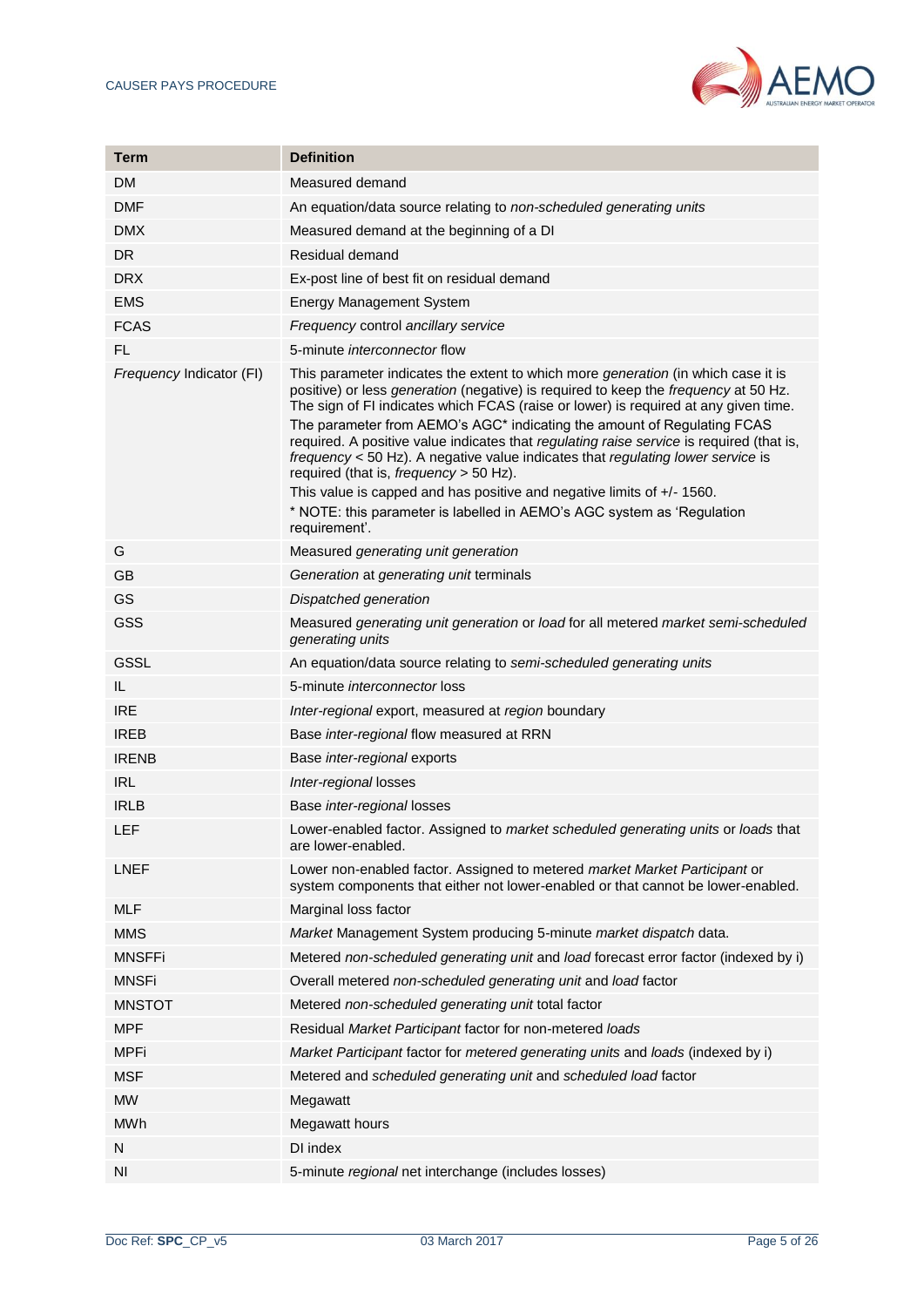| Term | Definition |
|---|---|
| DM | Measured demand |
| DMF | An equation/data source relating to *non-scheduled generating units* |
| DMX | Measured demand at the beginning of a DI |
| DR | Residual demand |
| DRX | Ex-post line of best fit on residual demand |
| EMS | Energy Management System |
| FCAS | *Frequency* control *ancillary service* |
| FL | 5-minute *interconnector* flow |
| *Frequency* Indicator (FI) | This parameter indicates the extent to which more *generation* (in which case it is positive) or less *generation* (negative) is required to keep the *frequency* at 50 Hz. The sign of FI indicates which FCAS (raise or lower) is required at any given time.<br>The parameter from AEMO's AGC* indicating the amount of Regulating FCAS required. A positive value indicates that *regulating raise service* is required (that is, *frequency* < 50 Hz). A negative value indicates that *regulating lower service* is required (that is, *frequency* > 50 Hz).<br>This value is capped and has positive and negative limits of +/- 1560.<br>* NOTE: this parameter is labelled in AEMO's AGC system as 'Regulation requirement'. |
| G | Measured *generating unit generation* |
| GB | *Generation* at *generating unit* terminals |
| GS | *Dispatched generation* |
| GSS | Measured *generating unit generation* or *load* for all metered *market semi-scheduled generating units* |
| GSSL | An equation/data source relating to *semi-scheduled generating units* |
| IL | 5-minute *interconnector* loss |
| IRE | *Inter-regional* export, measured at *region* boundary |
| IREB | Base *inter-regional* flow measured at RRN |
| IRENB | Base *inter-regional* exports |
| IRL | *Inter-regional* losses |
| IRLB | Base *inter-regional* losses |
| LEF | Lower-enabled factor. Assigned to *market scheduled generating units* or *loads* that are lower-enabled. |
| LNEF | Lower non-enabled factor. Assigned to metered *market Market Participant* or system components that either not lower-enabled or that cannot be lower-enabled. |
| MLF | Marginal loss factor |
| MMS | *Market* Management System producing 5-minute *market dispatch* data. |
| MNSFFi | Metered *non-scheduled generating unit* and *load* forecast error factor (indexed by i) |
| MNSFi | Overall metered *non-scheduled generating unit* and *load* factor |
| MNSTOT | Metered *non-scheduled generating unit* total factor |
| MPF | Residual *Market Participant* factor for non-metered *loads* |
| MPFi | *Market Participant* factor for *metered generating units* and *loads* (indexed by i) |
| MSF | Metered and *scheduled generating unit* and *scheduled load* factor |
| MW | Megawatt |
| MWh | Megawatt hours |
| N | DI index |
| NI | 5-minute *regional* net interchange (includes losses) |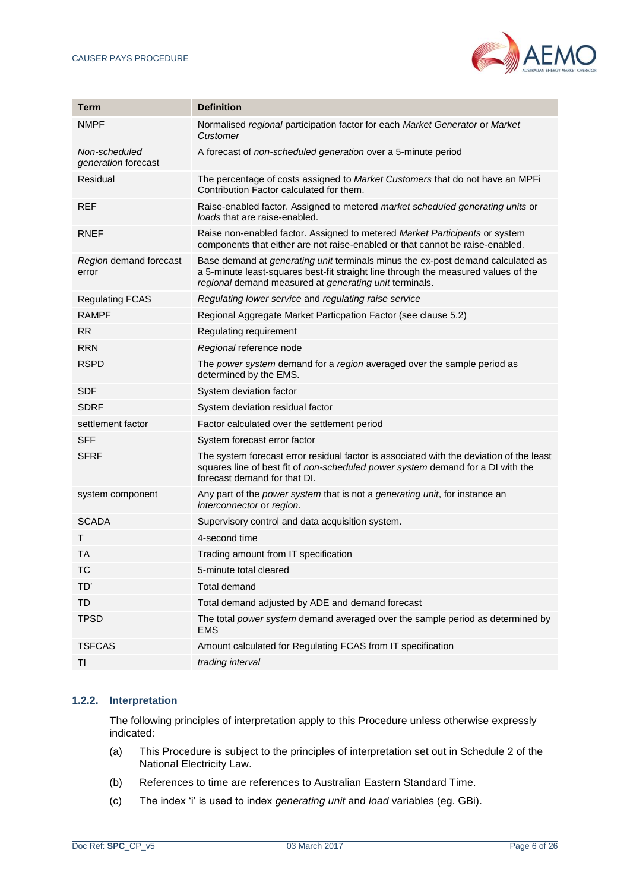| Term | Definition |
|---|---|
| NMPF | Normalised *regional* participation factor for each *Market Generator* or *Market Customer* |
| *Non-scheduled generation* forecast | A forecast of *non-scheduled generation* over a 5-minute period |
| Residual | The percentage of costs assigned to *Market Customers* that do not have an MPFi Contribution Factor calculated for them. |
| REF | Raise-enabled factor. Assigned to metered *market scheduled generating units* or *loads* that are raise-enabled. |
| RNEF | Raise non-enabled factor. Assigned to metered *Market Participants* or system components that either are not raise-enabled or that cannot be raise-enabled. |
| *Region* demand forecast error | Base demand at *generating unit* terminals minus the ex-post demand calculated as a 5-minute least-squares best-fit straight line through the measured values of the *regional* demand measured at *generating unit* terminals. |
| Regulating FCAS | *Regulating lower service* and *regulating raise service* |
| RAMPF | Regional Aggregate Market Particpation Factor (see clause 5.2) |
| RR | Regulating requirement |
| RRN | *Regional* reference node |
| RSPD | The *power system* demand for a *region* averaged over the sample period as determined by the EMS. |
| SDF | System deviation factor |
| SDRF | System deviation residual factor |
| settlement factor | Factor calculated over the settlement period |
| SFF | System forecast error factor |
| SFRF | The system forecast error residual factor is associated with the deviation of the least squares line of best fit of *non-scheduled power system* demand for a DI with the forecast demand for that DI. |
| system component | Any part of the *power system* that is not a *generating unit*, for instance an *interconnector* or *region*. |
| SCADA | Supervisory control and data acquisition system. |
| T | 4-second time |
| TA | Trading amount from IT specification |
| TC | 5-minute total cleared |
| TD' | Total demand |
| TD | Total demand adjusted by ADE and demand forecast |
| TPSD | The total *power system* demand averaged over the sample period as determined by EMS |
| TSFCAS | Amount calculated for Regulating FCAS from IT specification |
| TI | *trading interval* |

### 1.2.2. Interpretation

The following principles of interpretation apply to this Procedure unless otherwise expressly indicated:

(a) This Procedure is subject to the principles of interpretation set out in Schedule 2 of the National Electricity Law.

(b) References to time are references to Australian Eastern Standard Time.

(c) The index 'i' is used to index *generating unit* and *load* variables (eg. GBi).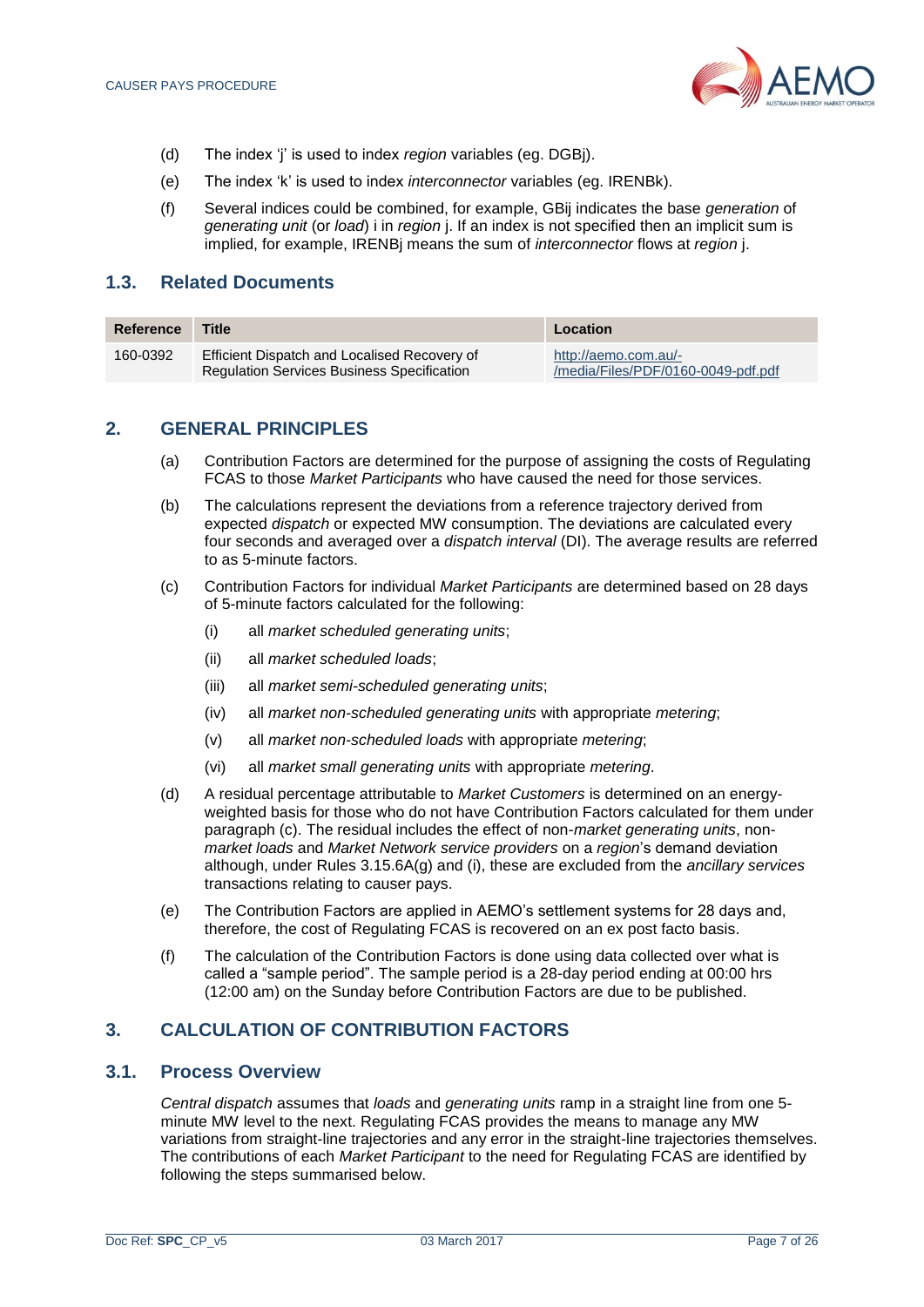(d) The index 'j' is used to index *region* variables (eg. DGBj).

(e) The index 'k' is used to index *interconnector* variables (eg. IRENBk).

(f) Several indices could be combined, for example, GBij indicates the base *generation* of *generating unit* (or *load*) i in *region* j. If an index is not specified then an implicit sum is implied, for example, IRENBj means the sum of *interconnector* flows at *region* j.

## 1.3. Related Documents

| Reference | Title | Location |
|---|---|---|
| 160-0392 | Efficient Dispatch and Localised Recovery of Regulation Services Business Specification | http://aemo.com.au/-/media/Files/PDF/0160-0049-pdf.pdf |

# 2. GENERAL PRINCIPLES

(a) Contribution Factors are determined for the purpose of assigning the costs of Regulating FCAS to those *Market Participants* who have caused the need for those services.

(b) The calculations represent the deviations from a reference trajectory derived from expected *dispatch* or expected MW consumption. The deviations are calculated every four seconds and averaged over a *dispatch interval* (DI). The average results are referred to as 5-minute factors.

(c) Contribution Factors for individual *Market Participants* are determined based on 28 days of 5-minute factors calculated for the following:

   (i) all *market scheduled generating units*;

   (ii) all *market scheduled loads*;

   (iii) all *market semi-scheduled generating units*;

   (iv) all *market non-scheduled generating units* with appropriate *metering*;

   (v) all *market non-scheduled loads* with appropriate *metering*;

   (vi) all *market small generating units* with appropriate *metering*.

(d) A residual percentage attributable to *Market Customers* is determined on an energy-weighted basis for those who do not have Contribution Factors calculated for them under paragraph (c). The residual includes the effect of non-*market generating units*, non-*market loads* and *Market Network service providers* on a *region*'s demand deviation although, under Rules 3.15.6A(g) and (i), these are excluded from the *ancillary services* transactions relating to causer pays.

(e) The Contribution Factors are applied in AEMO's settlement systems for 28 days and, therefore, the cost of Regulating FCAS is recovered on an ex post facto basis.

(f) The calculation of the Contribution Factors is done using data collected over what is called a "sample period". The sample period is a 28-day period ending at 00:00 hrs (12:00 am) on the Sunday before Contribution Factors are due to be published.

# 3. CALCULATION OF CONTRIBUTION FACTORS

## 3.1. Process Overview

*Central dispatch* assumes that *loads* and *generating units* ramp in a straight line from one 5-minute MW level to the next. Regulating FCAS provides the means to manage any MW variations from straight-line trajectories and any error in the straight-line trajectories themselves. The contributions of each *Market Participant* to the need for Regulating FCAS are identified by following the steps summarised below.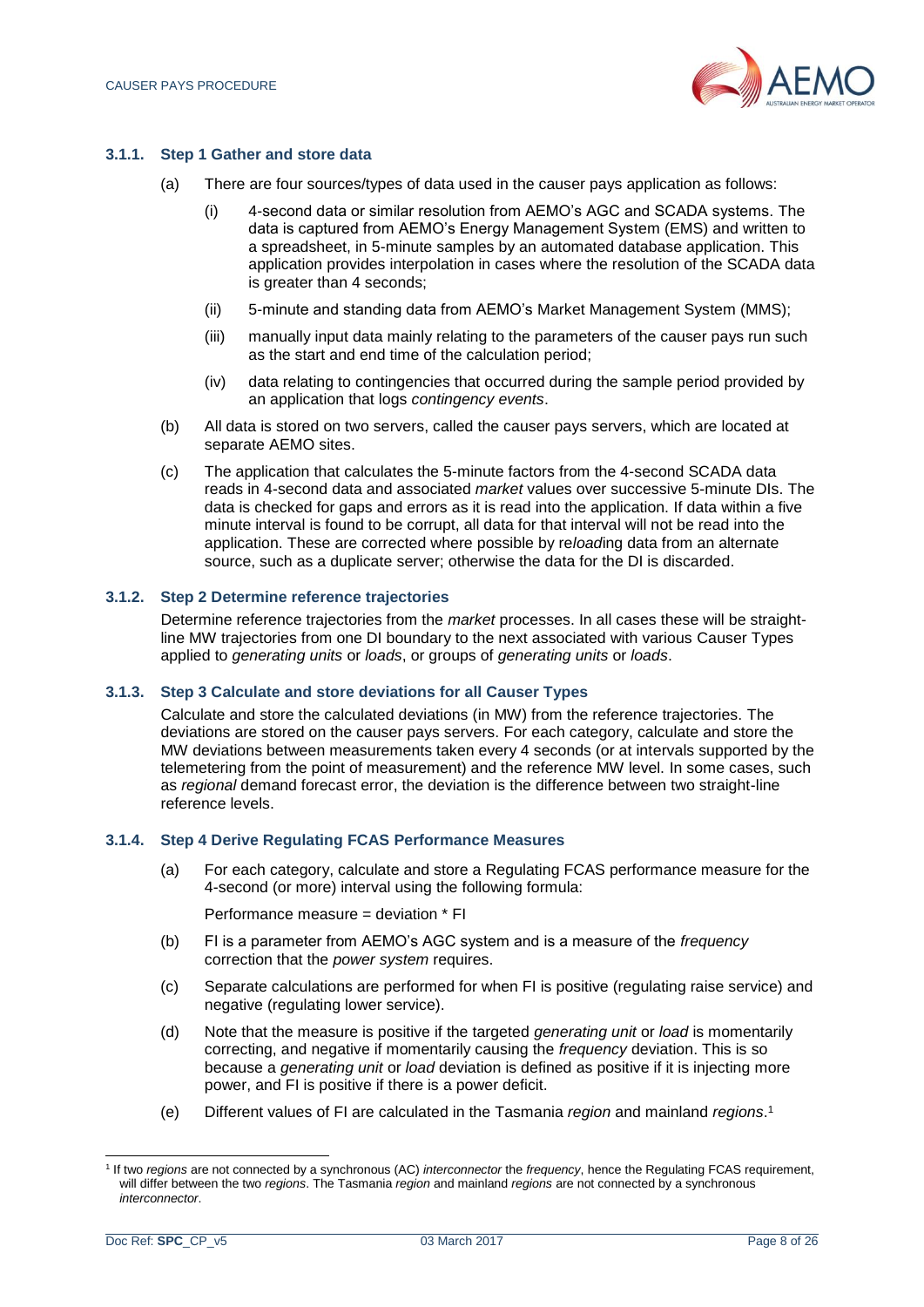### 3.1.1. Step 1 Gather and store data

(a) There are four sources/types of data used in the causer pays application as follows:

(i) 4-second data or similar resolution from AEMO's AGC and SCADA systems. The data is captured from AEMO's Energy Management System (EMS) and written to a spreadsheet, in 5-minute samples by an automated database application. This application provides interpolation in cases where the resolution of the SCADA data is greater than 4 seconds;

(ii) 5-minute and standing data from AEMO's Market Management System (MMS);

(iii) manually input data mainly relating to the parameters of the causer pays run such as the start and end time of the calculation period;

(iv) data relating to contingencies that occurred during the sample period provided by an application that logs *contingency events*.

(b) All data is stored on two servers, called the causer pays servers, which are located at separate AEMO sites.

(c) The application that calculates the 5-minute factors from the 4-second SCADA data reads in 4-second data and associated *market* values over successive 5-minute DIs. The data is checked for gaps and errors as it is read into the application. If data within a five minute interval is found to be corrupt, all data for that interval will not be read into the application. These are corrected where possible by re*load*ing data from an alternate source, such as a duplicate server; otherwise the data for the DI is discarded.

### 3.1.2. Step 2 Determine reference trajectories

Determine reference trajectories from the *market* processes. In all cases these will be straight-line MW trajectories from one DI boundary to the next associated with various Causer Types applied to *generating units* or *loads*, or groups of *generating units* or *loads*.

### 3.1.3. Step 3 Calculate and store deviations for all Causer Types

Calculate and store the calculated deviations (in MW) from the reference trajectories. The deviations are stored on the causer pays servers. For each category, calculate and store the MW deviations between measurements taken every 4 seconds (or at intervals supported by the telemetering from the point of measurement) and the reference MW level. In some cases, such as *regional* demand forecast error, the deviation is the difference between two straight-line reference levels.

### 3.1.4. Step 4 Derive Regulating FCAS Performance Measures

(a) For each category, calculate and store a Regulating FCAS performance measure for the 4-second (or more) interval using the following formula:

Performance measure = deviation * FI

(b) FI is a parameter from AEMO's AGC system and is a measure of the *frequency* correction that the *power system* requires.

(c) Separate calculations are performed for when FI is positive (regulating raise service) and negative (regulating lower service).

(d) Note that the measure is positive if the targeted *generating unit* or *load* is momentarily correcting, and negative if momentarily causing the *frequency* deviation. This is so because a *generating unit* or *load* deviation is defined as positive if it is injecting more power, and FI is positive if there is a power deficit.

(e) Different values of FI are calculated in the Tasmania *region* and mainland *regions*.[1]

[1] If two *regions* are not connected by a synchronous (AC) *interconnector* the *frequency*, hence the Regulating FCAS requirement, will differ between the two *regions*. The Tasmania *region* and mainland *regions* are not connected by a synchronous *interconnector*.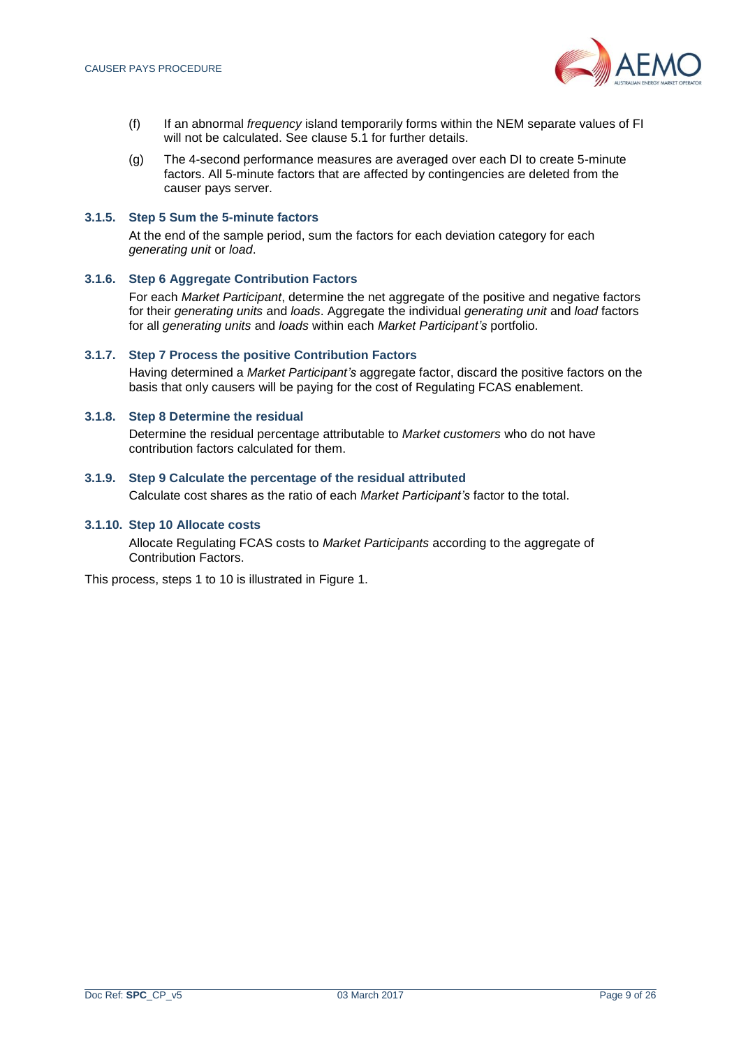(f) If an abnormal *frequency* island temporarily forms within the NEM separate values of FI will not be calculated. See clause 5.1 for further details.

(g) The 4-second performance measures are averaged over each DI to create 5-minute factors. All 5-minute factors that are affected by contingencies are deleted from the causer pays server.

#### 3.1.5. Step 5 Sum the 5-minute factors

At the end of the sample period, sum the factors for each deviation category for each *generating unit* or *load*.

#### 3.1.6. Step 6 Aggregate Contribution Factors

For each *Market Participant*, determine the net aggregate of the positive and negative factors for their *generating units* and *loads*. Aggregate the individual *generating unit* and *load* factors for all *generating units* and *loads* within each *Market Participant's* portfolio.

#### 3.1.7. Step 7 Process the positive Contribution Factors

Having determined a *Market Participant's* aggregate factor, discard the positive factors on the basis that only causers will be paying for the cost of Regulating FCAS enablement.

#### 3.1.8. Step 8 Determine the residual

Determine the residual percentage attributable to *Market customers* who do not have contribution factors calculated for them.

#### 3.1.9. Step 9 Calculate the percentage of the residual attributed

Calculate cost shares as the ratio of each *Market Participant's* factor to the total.

#### 3.1.10. Step 10 Allocate costs

Allocate Regulating FCAS costs to *Market Participants* according to the aggregate of Contribution Factors.

This process, steps 1 to 10 is illustrated in Figure 1.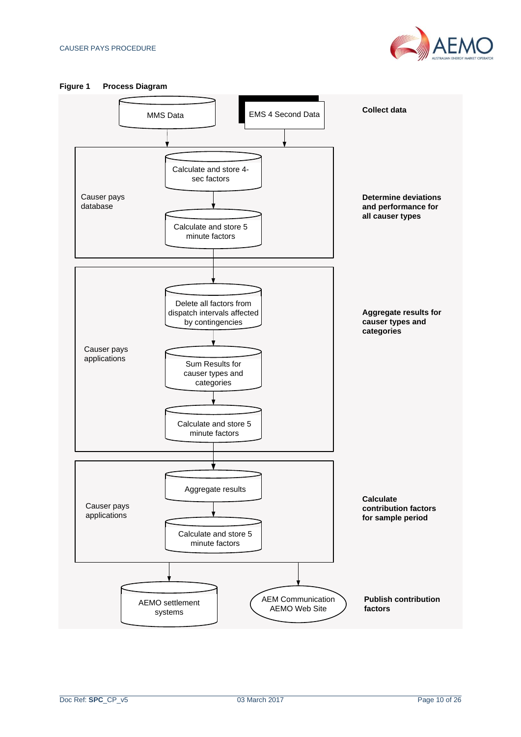**Figure 1 Process Diagram**

**Collect data**

- MMS Data
- EMS 4 Second Data

**Determine deviations and performance for all causer types**

Causer pays database

- Calculate and store 4-sec factors
- Calculate and store 5 minute factors

**Aggregate results for causer types and categories**

Causer pays applications

- Delete all factors from dispatch intervals affected by contingencies
- Sum Results for causer types and categories
- Calculate and store 5 minute factors

**Calculate contribution factors for sample period**

Causer pays applications

- Aggregate results
- Calculate and store 5 minute factors

**Publish contribution factors**

- AEMO settlement systems
- AEM Communication AEMO Web Site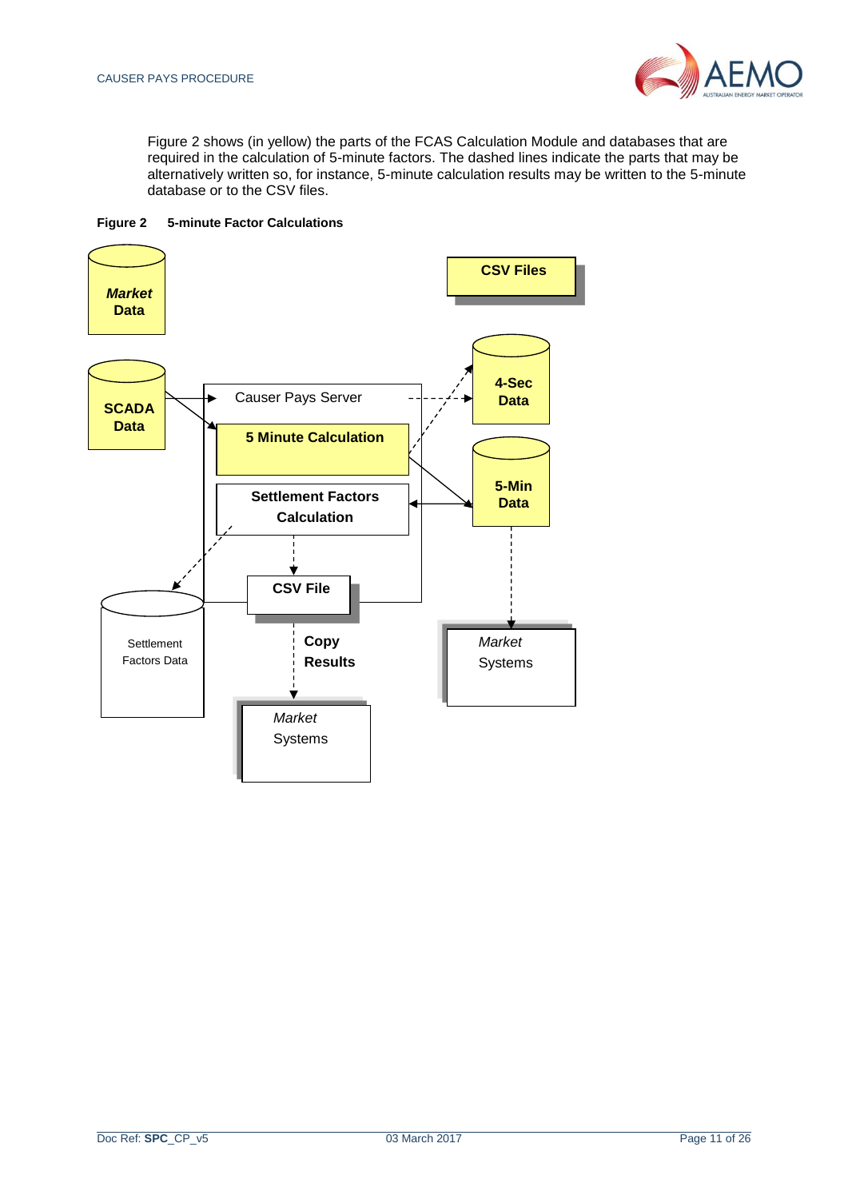Figure 2 shows (in yellow) the parts of the FCAS Calculation Module and databases that are required in the calculation of 5-minute factors. The dashed lines indicate the parts that may be alternatively written so, for instance, 5-minute calculation results may be written to the 5-minute database or to the CSV files.

**Figure 2 5-minute Factor Calculations**

***Market* Data**

**CSV Files**

**SCADA Data**

Causer Pays Server

**5 Minute Calculation**

**Settlement Factors Calculation**

**4-Sec Data**

**5-Min Data**

Settlement Factors Data

**CSV File**

**Copy Results**

*Market* Systems

*Market* Systems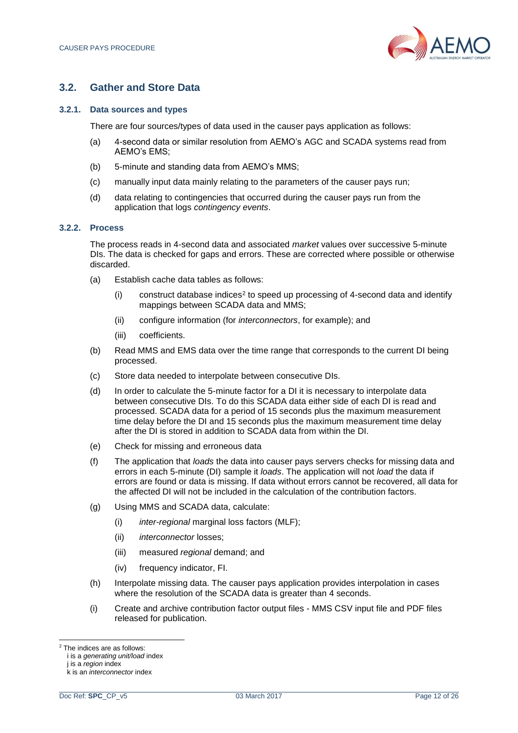## 3.2. Gather and Store Data

### 3.2.1. Data sources and types

There are four sources/types of data used in the causer pays application as follows:

(a) 4-second data or similar resolution from AEMO's AGC and SCADA systems read from AEMO's EMS;

(b) 5-minute and standing data from AEMO's MMS;

(c) manually input data mainly relating to the parameters of the causer pays run;

(d) data relating to contingencies that occurred during the causer pays run from the application that logs *contingency events*.

### 3.2.2. Process

The process reads in 4-second data and associated *market* values over successive 5-minute DIs. The data is checked for gaps and errors. These are corrected where possible or otherwise discarded.

(a) Establish cache data tables as follows:

  (i) construct database indices[2] to speed up processing of 4-second data and identify mappings between SCADA data and MMS;

  (ii) configure information (for *interconnectors*, for example); and

  (iii) coefficients.

(b) Read MMS and EMS data over the time range that corresponds to the current DI being processed.

(c) Store data needed to interpolate between consecutive DIs.

(d) In order to calculate the 5-minute factor for a DI it is necessary to interpolate data between consecutive DIs. To do this SCADA data either side of each DI is read and processed. SCADA data for a period of 15 seconds plus the maximum measurement time delay before the DI and 15 seconds plus the maximum measurement time delay after the DI is stored in addition to SCADA data from within the DI.

(e) Check for missing and erroneous data

(f) The application that *loads* the data into causer pays servers checks for missing data and errors in each 5-minute (DI) sample it *loads*. The application will not *load* the data if errors are found or data is missing. If data without errors cannot be recovered, all data for the affected DI will not be included in the calculation of the contribution factors.

(g) Using MMS and SCADA data, calculate:

  (i) *inter-regional* marginal loss factors (MLF);

  (ii) *interconnector* losses;

  (iii) measured *regional* demand; and

  (iv) frequency indicator, FI.

(h) Interpolate missing data. The causer pays application provides interpolation in cases where the resolution of the SCADA data is greater than 4 seconds.

(i) Create and archive contribution factor output files - MMS CSV input file and PDF files released for publication.

---

[2] The indices are as follows:
i is a *generating unit/load* index
j is a *region* index
k is an *interconnector* index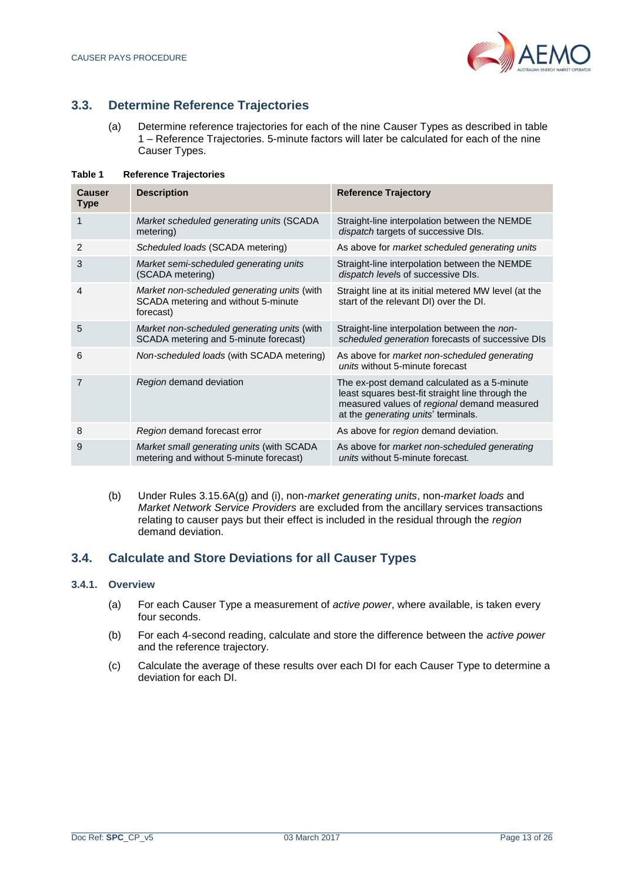## 3.3. Determine Reference Trajectories

(a) Determine reference trajectories for each of the nine Causer Types as described in table 1 – Reference Trajectories. 5-minute factors will later be calculated for each of the nine Causer Types.

**Table 1 Reference Trajectories**

| Causer Type | Description | Reference Trajectory |
|---|---|---|
| 1 | *Market scheduled generating units* (SCADA metering) | Straight-line interpolation between the NEMDE *dispatch* targets of successive DIs. |
| 2 | *Scheduled loads* (SCADA metering) | As above for *market scheduled generating units* |
| 3 | *Market semi-scheduled generating units* (SCADA metering) | Straight-line interpolation between the NEMDE *dispatch levels* of successive DIs. |
| 4 | *Market non-scheduled generating units* (with SCADA metering and without 5-minute forecast) | Straight line at its initial metered MW level (at the start of the relevant DI) over the DI. |
| 5 | *Market non-scheduled generating units* (with SCADA metering and 5-minute forecast) | Straight-line interpolation between the *non-scheduled generation* forecasts of successive DIs |
| 6 | *Non-scheduled loads* (with SCADA metering) | As above for *market non-scheduled generating units* without 5-minute forecast |
| 7 | *Region* demand deviation | The ex-post demand calculated as a 5-minute least squares best-fit straight line through the measured values of *regional* demand measured at the *generating units*' terminals. |
| 8 | *Region* demand forecast error | As above for *region* demand deviation. |
| 9 | *Market small generating units* (with SCADA metering and without 5-minute forecast) | As above for *market non-scheduled generating units* without 5-minute forecast. |

(b) Under Rules 3.15.6A(g) and (i), non-*market generating units*, non-*market loads* and *Market Network Service Providers* are excluded from the ancillary services transactions relating to causer pays but their effect is included in the residual through the *region* demand deviation.

## 3.4. Calculate and Store Deviations for all Causer Types

### 3.4.1. Overview

(a) For each Causer Type a measurement of *active power*, where available, is taken every four seconds.

(b) For each 4-second reading, calculate and store the difference between the *active power* and the reference trajectory.

(c) Calculate the average of these results over each DI for each Causer Type to determine a deviation for each DI.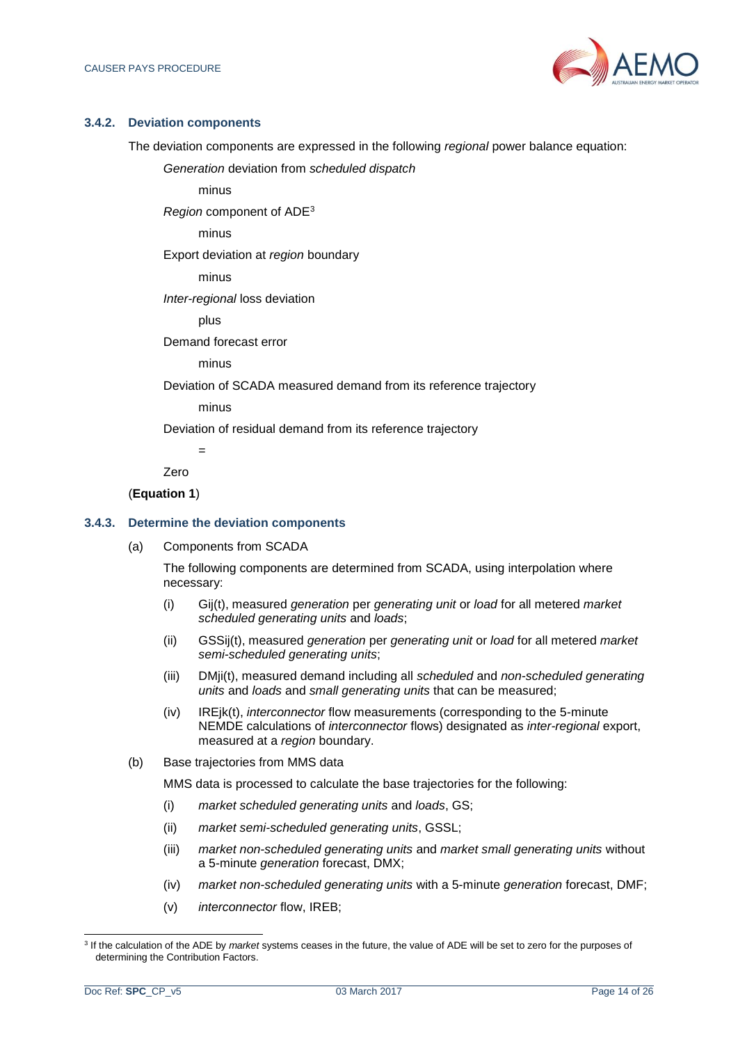### 3.4.2. Deviation components

The deviation components are expressed in the following *regional* power balance equation:

*Generation* deviation from *scheduled dispatch*

minus

*Region* component of ADE[3]

minus

Export deviation at *region* boundary

minus

*Inter-regional* loss deviation

plus

Demand forecast error

minus

Deviation of SCADA measured demand from its reference trajectory

minus

Deviation of residual demand from its reference trajectory

=

Zero

(**Equation 1**)

### 3.4.3. Determine the deviation components

(a) Components from SCADA

The following components are determined from SCADA, using interpolation where necessary:

(i) Gij(t), measured *generation* per *generating unit* or *load* for all metered *market scheduled generating units* and *loads*;

(ii) GSSij(t), measured *generation* per *generating unit* or *load* for all metered *market semi-scheduled generating units*;

(iii) DMji(t), measured demand including all *scheduled* and *non-scheduled generating units* and *loads* and *small generating units* that can be measured;

(iv) IREjk(t), *interconnector* flow measurements (corresponding to the 5-minute NEMDE calculations of *interconnector* flows) designated as *inter-regional* export, measured at a *region* boundary.

(b) Base trajectories from MMS data

MMS data is processed to calculate the base trajectories for the following:

(i) *market scheduled generating units* and *loads*, GS;

(ii) *market semi-scheduled generating units*, GSSL;

(iii) *market non-scheduled generating units* and *market small generating units* without a 5-minute *generation* forecast, DMX;

(iv) *market non-scheduled generating units* with a 5-minute *generation* forecast, DMF;

(v) *interconnector* flow, IREB;

[3] If the calculation of the ADE by *market* systems ceases in the future, the value of ADE will be set to zero for the purposes of determining the Contribution Factors.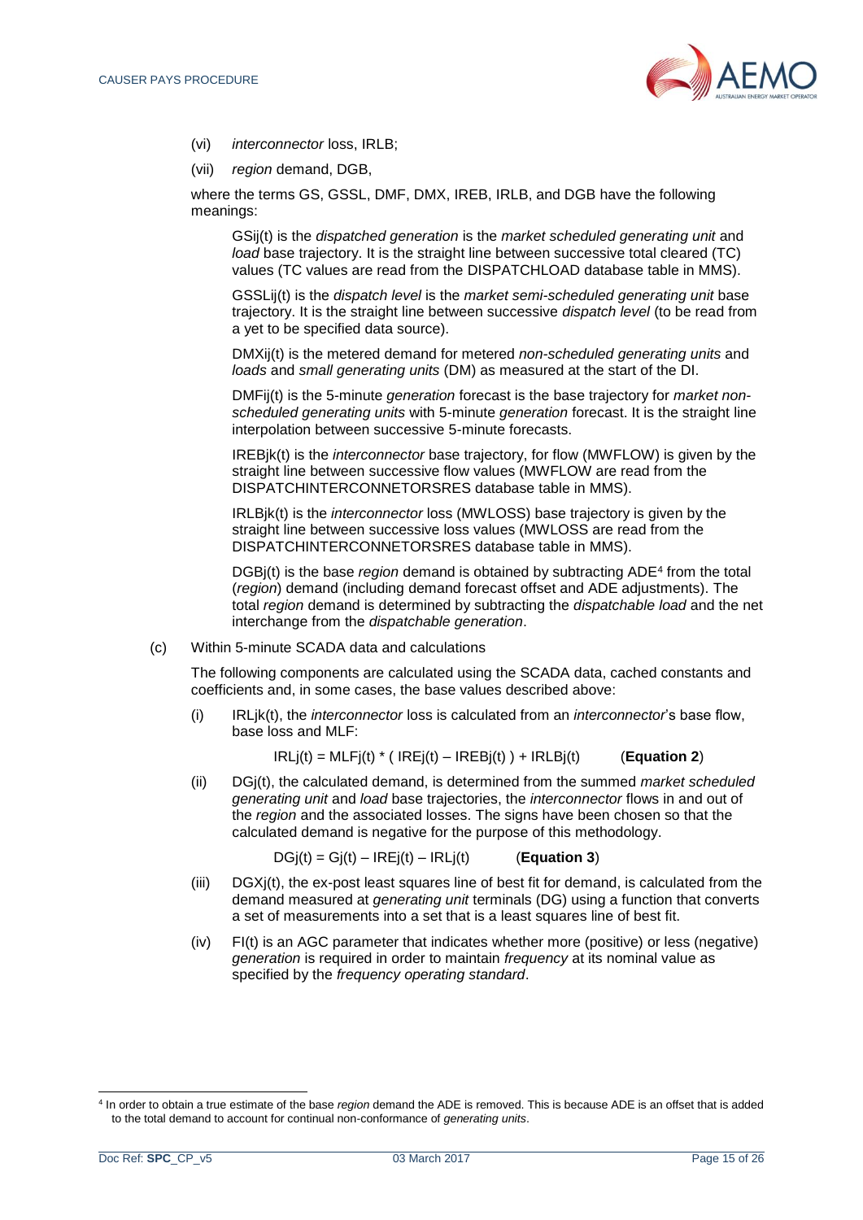(vi) *interconnector* loss, IRLB;

(vii) *region* demand, DGB,

where the terms GS, GSSL, DMF, DMX, IREB, IRLB, and DGB have the following meanings:

> $GSij(t)$ is the *dispatched generation* is the *market scheduled generating unit* and *load* base trajectory. It is the straight line between successive total cleared (TC) values (TC values are read from the DISPATCHLOAD database table in MMS).
>
> $GSSLij(t)$ is the *dispatch level* is the *market semi-scheduled generating unit* base trajectory. It is the straight line between successive *dispatch level* (to be read from a yet to be specified data source).
>
> $DMXij(t)$ is the metered demand for metered *non-scheduled generating units* and *loads* and *small generating units* (DM) as measured at the start of the DI.
>
> $DMFij(t)$ is the 5-minute *generation* forecast is the base trajectory for *market non-scheduled generating units* with 5-minute *generation* forecast. It is the straight line interpolation between successive 5-minute forecasts.
>
> $IREBjk(t)$ is the *interconnector* base trajectory, for flow (MWFLOW) is given by the straight line between successive flow values (MWFLOW are read from the DISPATCHINTERCONNETORSRES database table in MMS).
>
> $IRLBjk(t)$ is the *interconnector* loss (MWLOSS) base trajectory is given by the straight line between successive loss values (MWLOSS are read from the DISPATCHINTERCONNETORSRES database table in MMS).
>
> $DGBj(t)$ is the base *region* demand is obtained by subtracting ADE[4] from the total (*region*) demand (including demand forecast offset and ADE adjustments). The total *region* demand is determined by subtracting the *dispatchable load* and the net interchange from the *dispatchable generation*.

(c) Within 5-minute SCADA data and calculations

The following components are calculated using the SCADA data, cached constants and coefficients and, in some cases, the base values described above:

(i) $IRLjk(t)$, the *interconnector* loss is calculated from an *interconnector*'s base flow, base loss and MLF:

$$IRLj(t) = MLFj(t) * ( IREj(t) – IREBj(t) ) + IRLBj(t) \qquad \textbf{(Equation 2)}$$

(ii) $DGj(t)$, the calculated demand, is determined from the summed *market scheduled generating unit* and *load* base trajectories, the *interconnector* flows in and out of the *region* and the associated losses. The signs have been chosen so that the calculated demand is negative for the purpose of this methodology.

$$DGj(t) = Gj(t) – IREj(t) – IRLj(t) \qquad \textbf{(Equation 3)}$$

(iii) $DGXj(t)$, the ex-post least squares line of best fit for demand, is calculated from the demand measured at *generating unit* terminals (DG) using a function that converts a set of measurements into a set that is a least squares line of best fit.

(iv) $FI(t)$ is an AGC parameter that indicates whether more (positive) or less (negative) *generation* is required in order to maintain *frequency* at its nominal value as specified by the *frequency operating standard*.

---

[4] In order to obtain a true estimate of the base *region* demand the ADE is removed. This is because ADE is an offset that is added to the total demand to account for continual non-conformance of *generating units*.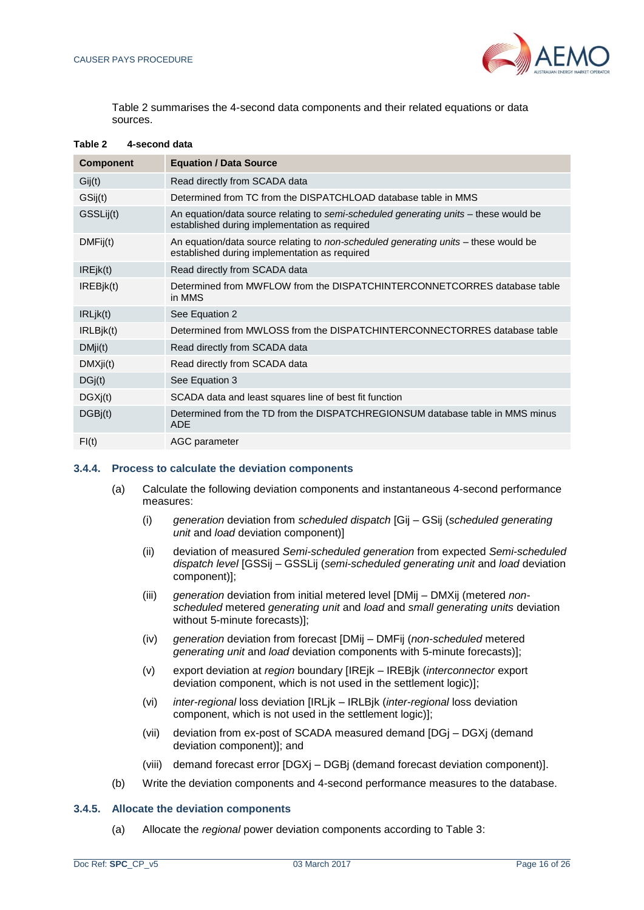Table 2 summarises the 4-second data components and their related equations or data sources.

**Table 2 4-second data**

| Component | Equation / Data Source |
|---|---|
| Gij(t) | Read directly from SCADA data |
| GSij(t) | Determined from TC from the DISPATCHLOAD database table in MMS |
| GSSLij(t) | An equation/data source relating to *semi-scheduled generating units* – these would be established during implementation as required |
| DMFij(t) | An equation/data source relating to *non-scheduled generating units* – these would be established during implementation as required |
| IREjk(t) | Read directly from SCADA data |
| IREBjk(t) | Determined from MWFLOW from the DISPATCHINTERCONNETCORRES database table in MMS |
| IRLjk(t) | See Equation 2 |
| IRLBjk(t) | Determined from MWLOSS from the DISPATCHINTERCONNECTORRES database table |
| DMji(t) | Read directly from SCADA data |
| DMXji(t) | Read directly from SCADA data |
| DGj(t) | See Equation 3 |
| DGXj(t) | SCADA data and least squares line of best fit function |
| DGBj(t) | Determined from the TD from the DISPATCHREGIONSUM database table in MMS minus ADE |
| FI(t) | AGC parameter |

### 3.4.4. Process to calculate the deviation components

(a) Calculate the following deviation components and instantaneous 4-second performance measures:

  (i) *generation* deviation from *scheduled dispatch* [Gij – GSij (*scheduled generating unit* and *load* deviation component)]

  (ii) deviation of measured *Semi-scheduled generation* from expected *Semi-scheduled dispatch level* [GSSij – GSSLij (*semi-scheduled generating unit* and *load* deviation component)];

  (iii) *generation* deviation from initial metered level [DMij – DMXij (metered *non-scheduled* metered *generating unit* and *load* and *small generating units* deviation without 5-minute forecasts)];

  (iv) *generation* deviation from forecast [DMij – DMFij (*non-scheduled* metered *generating unit* and *load* deviation components with 5-minute forecasts)];

  (v) export deviation at *region* boundary [IREjk – IREBjk (*interconnector* export deviation component, which is not used in the settlement logic)];

  (vi) *inter-regional* loss deviation [IRLjk – IRLBjk (*inter-regional* loss deviation component, which is not used in the settlement logic)];

  (vii) deviation from ex-post of SCADA measured demand [DGj – DGXj (demand deviation component)]; and

  (viii) demand forecast error [DGXj – DGBj (demand forecast deviation component)].

(b) Write the deviation components and 4-second performance measures to the database.

### 3.4.5. Allocate the deviation components

(a) Allocate the *regional* power deviation components according to Table 3: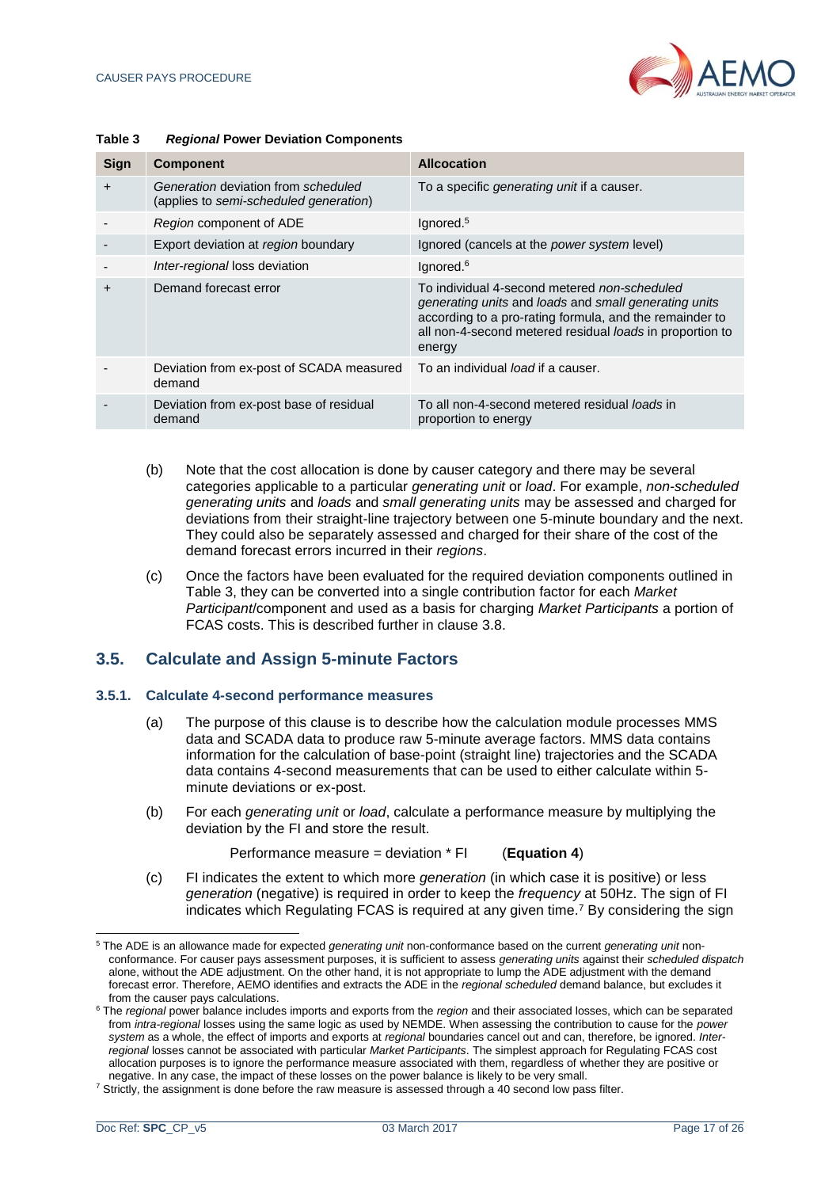**Table 3** ***Regional* Power Deviation Components**

| Sign | Component | Allcocation |
|---|---|---|
| + | *Generation* deviation from *scheduled* (applies to *semi-scheduled generation*) | To a specific *generating unit* if a causer. |
| - | *Region* component of ADE | Ignored.[5] |
| - | Export deviation at *region* boundary | Ignored (cancels at the *power system* level) |
| - | *Inter-regional* loss deviation | Ignored.[6] |
| + | Demand forecast error | To individual 4-second metered *non-scheduled generating units* and *loads* and *small generating units* according to a pro-rating formula, and the remainder to all non-4-second metered residual *loads* in proportion to energy |
| - | Deviation from ex-post of SCADA measured demand | To an individual *load* if a causer. |
| - | Deviation from ex-post base of residual demand | To all non-4-second metered residual *loads* in proportion to energy |

(b) Note that the cost allocation is done by causer category and there may be several categories applicable to a particular *generating unit* or *load*. For example, *non-scheduled generating units* and *loads* and *small generating units* may be assessed and charged for deviations from their straight-line trajectory between one 5-minute boundary and the next. They could also be separately assessed and charged for their share of the cost of the demand forecast errors incurred in their *regions*.

(c) Once the factors have been evaluated for the required deviation components outlined in Table 3, they can be converted into a single contribution factor for each *Market Participant*/component and used as a basis for charging *Market Participants* a portion of FCAS costs. This is described further in clause 3.8.

## 3.5. Calculate and Assign 5-minute Factors

### 3.5.1. Calculate 4-second performance measures

(a) The purpose of this clause is to describe how the calculation module processes MMS data and SCADA data to produce raw 5-minute average factors. MMS data contains information for the calculation of base-point (straight line) trajectories and the SCADA data contains 4-second measurements that can be used to either calculate within 5-minute deviations or ex-post.

(b) For each *generating unit* or *load*, calculate a performance measure by multiplying the deviation by the FI and store the result.

Performance measure = deviation * FI (**Equation 4**)

(c) FI indicates the extent to which more *generation* (in which case it is positive) or less *generation* (negative) is required in order to keep the *frequency* at 50Hz. The sign of FI indicates which Regulating FCAS is required at any given time.[7] By considering the sign

---

[5] The ADE is an allowance made for expected *generating unit* non-conformance based on the current *generating unit* non-conformance. For causer pays assessment purposes, it is sufficient to assess *generating units* against their *scheduled dispatch* alone, without the ADE adjustment. On the other hand, it is not appropriate to lump the ADE adjustment with the demand forecast error. Therefore, AEMO identifies and extracts the ADE in the *regional scheduled* demand balance, but excludes it from the causer pays calculations.

[6] The *regional* power balance includes imports and exports from the *region* and their associated losses, which can be separated from *intra-regional* losses using the same logic as used by NEMDE. When assessing the contribution to cause for the *power system* as a whole, the effect of imports and exports at *regional* boundaries cancel out and can, therefore, be ignored. *Inter-regional* losses cannot be associated with particular *Market Participants*. The simplest approach for Regulating FCAS cost allocation purposes is to ignore the performance measure associated with them, regardless of whether they are positive or negative. In any case, the impact of these losses on the power balance is likely to be very small.

[7] Strictly, the assignment is done before the raw measure is assessed through a 40 second low pass filter.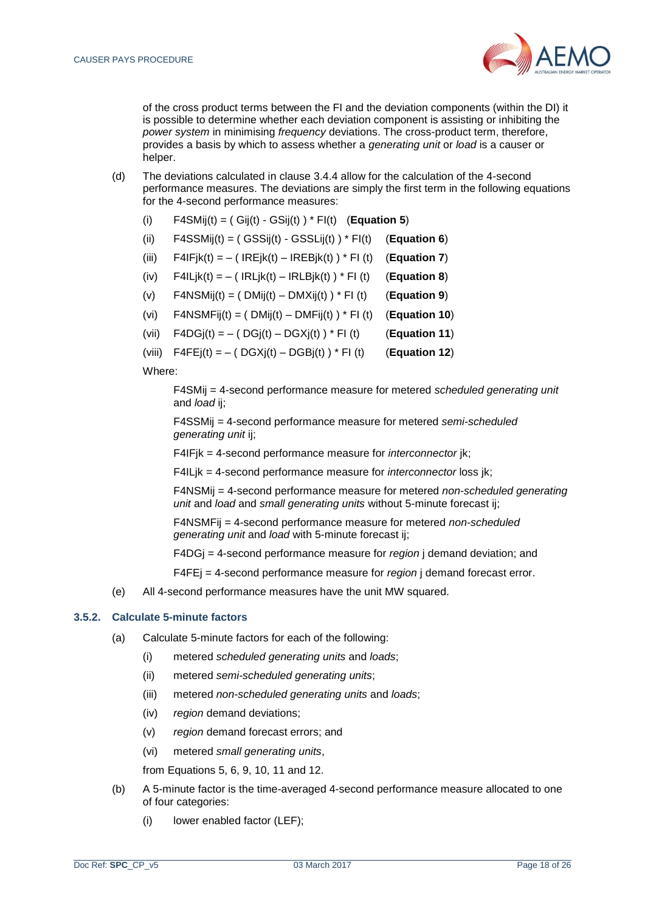of the cross product terms between the FI and the deviation components (within the DI) it is possible to determine whether each deviation component is assisting or inhibiting the *power system* in minimising *frequency* deviations. The cross-product term, therefore, provides a basis by which to assess whether a *generating unit* or *load* is a causer or helper.

(d) The deviations calculated in clause 3.4.4 allow for the calculation of the 4-second performance measures. The deviations are simply the first term in the following equations for the 4-second performance measures:

(i) $F4SMij(t) = ( Gij(t) - GSij(t) ) * FI(t)$ (**Equation 5**)

(ii) $F4SSMij(t) = ( GSSij(t) - GSSLij(t) ) * FI(t)$ (**Equation 6**)

(iii) $F4IFjk(t) = – ( IREjk(t) – IREBjk(t) ) * FI (t)$ (**Equation 7**)

(iv) $F4ILjk(t) = – ( IRLjk(t) – IRLBjk(t) ) * FI (t)$ (**Equation 8**)

(v) $F4NSMij(t) = ( DMij(t) – DMXij(t) ) * FI (t)$ (**Equation 9**)

(vi) $F4NSMFij(t) = ( DMij(t) – DMFij(t) ) * FI (t)$ (**Equation 10**)

(vii) $F4DGj(t) = – ( DGj(t) – DGXj(t) ) * FI (t)$ (**Equation 11**)

(viii) $F4FEj(t) = – ( DGXj(t) – DGBj(t) ) * FI (t)$ (**Equation 12**)

Where:

F4SMij = 4-second performance measure for metered *scheduled generating unit* and *load* ij;

F4SSMij = 4-second performance measure for metered *semi-scheduled generating unit* ij;

F4IFjk = 4-second performance measure for *interconnector* jk;

F4ILjk = 4-second performance measure for *interconnector* loss jk;

F4NSMij = 4-second performance measure for metered *non-scheduled generating unit* and *load* and *small generating units* without 5-minute forecast ij;

F4NSMFij = 4-second performance measure for metered *non-scheduled generating unit* and *load* with 5-minute forecast ij;

F4DGj = 4-second performance measure for *region* j demand deviation; and

F4FEj = 4-second performance measure for *region* j demand forecast error.

(e) All 4-second performance measures have the unit MW squared.

### 3.5.2. Calculate 5-minute factors

(a) Calculate 5-minute factors for each of the following:

(i) metered *scheduled generating units* and *loads*;

(ii) metered *semi-scheduled generating units*;

(iii) metered *non-scheduled generating units* and *loads*;

(iv) *region* demand deviations;

(v) *region* demand forecast errors; and

(vi) metered *small generating units*,

from Equations 5, 6, 9, 10, 11 and 12.

(b) A 5-minute factor is the time-averaged 4-second performance measure allocated to one of four categories:

(i) lower enabled factor (LEF);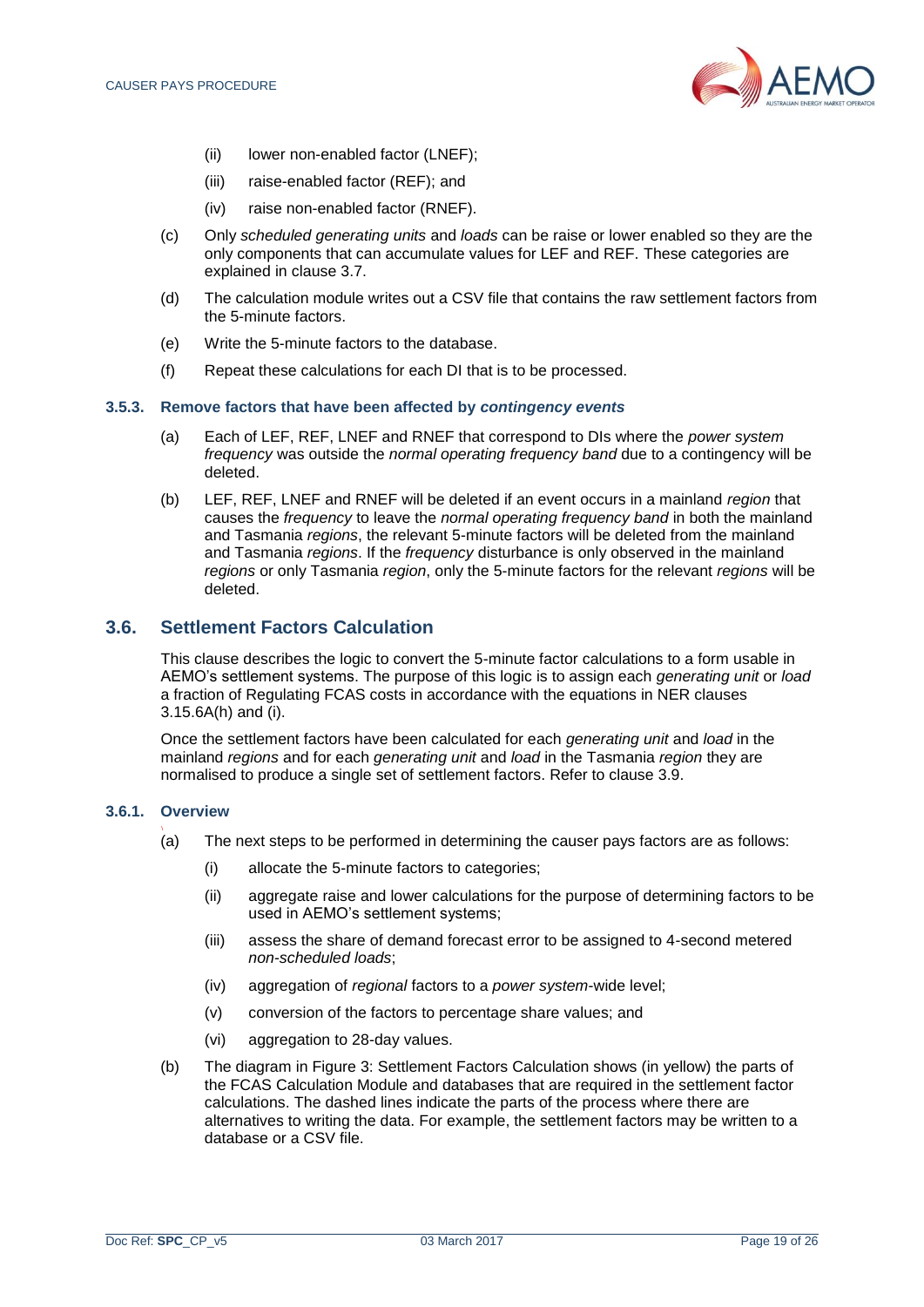(ii) lower non-enabled factor (LNEF);

(iii) raise-enabled factor (REF); and

(iv) raise non-enabled factor (RNEF).

(c) Only *scheduled generating units* and *loads* can be raise or lower enabled so they are the only components that can accumulate values for LEF and REF. These categories are explained in clause 3.7.

(d) The calculation module writes out a CSV file that contains the raw settlement factors from the 5-minute factors.

(e) Write the 5-minute factors to the database.

(f) Repeat these calculations for each DI that is to be processed.

#### 3.5.3. Remove factors that have been affected by *contingency events*

(a) Each of LEF, REF, LNEF and RNEF that correspond to DIs where the *power system frequency* was outside the *normal operating frequency band* due to a contingency will be deleted.

(b) LEF, REF, LNEF and RNEF will be deleted if an event occurs in a mainland *region* that causes the *frequency* to leave the *normal operating frequency band* in both the mainland and Tasmania *regions*, the relevant 5-minute factors will be deleted from the mainland and Tasmania *regions*. If the *frequency* disturbance is only observed in the mainland *regions* or only Tasmania *region*, only the 5-minute factors for the relevant *regions* will be deleted.

## 3.6. Settlement Factors Calculation

This clause describes the logic to convert the 5-minute factor calculations to a form usable in AEMO's settlement systems. The purpose of this logic is to assign each *generating unit* or *load* a fraction of Regulating FCAS costs in accordance with the equations in NER clauses 3.15.6A(h) and (i).

Once the settlement factors have been calculated for each *generating unit* and *load* in the mainland *regions* and for each *generating unit* and *load* in the Tasmania *region* they are normalised to produce a single set of settlement factors. Refer to clause 3.9.

#### 3.6.1. Overview

(a) The next steps to be performed in determining the causer pays factors are as follows:

(i) allocate the 5-minute factors to categories;

(ii) aggregate raise and lower calculations for the purpose of determining factors to be used in AEMO's settlement systems;

(iii) assess the share of demand forecast error to be assigned to 4-second metered *non-scheduled loads*;

(iv) aggregation of *regional* factors to a *power system*-wide level;

(v) conversion of the factors to percentage share values; and

(vi) aggregation to 28-day values.

(b) The diagram in Figure 3: Settlement Factors Calculation shows (in yellow) the parts of the FCAS Calculation Module and databases that are required in the settlement factor calculations. The dashed lines indicate the parts of the process where there are alternatives to writing the data. For example, the settlement factors may be written to a database or a CSV file.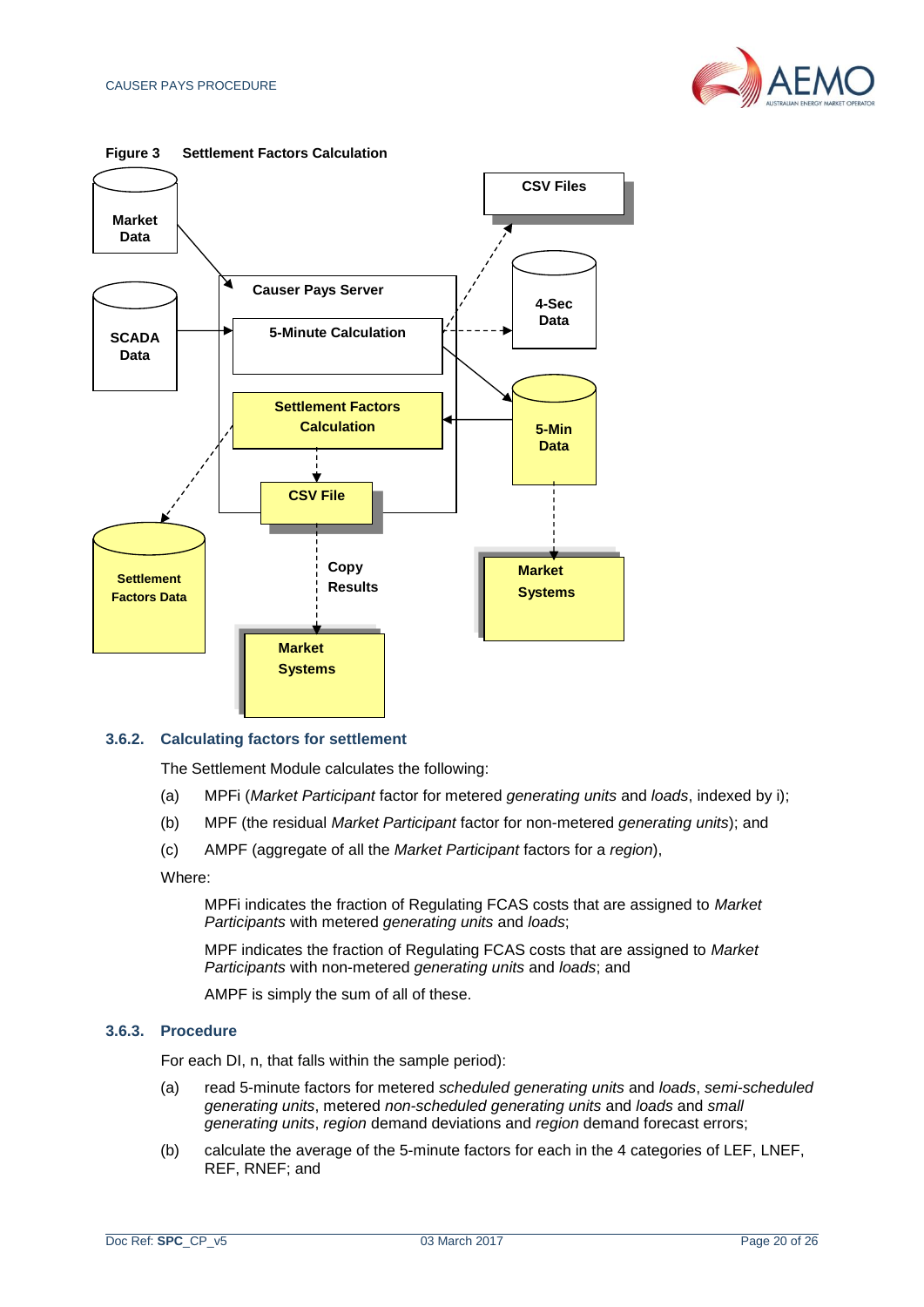**Figure 3 Settlement Factors Calculation**

### 3.6.2. Calculating factors for settlement

The Settlement Module calculates the following:

(a) MPFi (*Market Participant* factor for metered *generating units* and *loads*, indexed by i);

(b) MPF (the residual *Market Participant* factor for non-metered *generating units*); and

(c) AMPF (aggregate of all the *Market Participant* factors for a *region*),

Where:

MPFi indicates the fraction of Regulating FCAS costs that are assigned to *Market Participants* with metered *generating units* and *loads*;

MPF indicates the fraction of Regulating FCAS costs that are assigned to *Market Participants* with non-metered *generating units* and *loads*; and

AMPF is simply the sum of all of these.

### 3.6.3. Procedure

For each DI, n, that falls within the sample period):

(a) read 5-minute factors for metered *scheduled generating units* and *loads*, *semi-scheduled generating units*, metered *non-scheduled generating units* and *loads* and *small generating units*, *region* demand deviations and *region* demand forecast errors;

(b) calculate the average of the 5-minute factors for each in the 4 categories of LEF, LNEF, REF, RNEF; and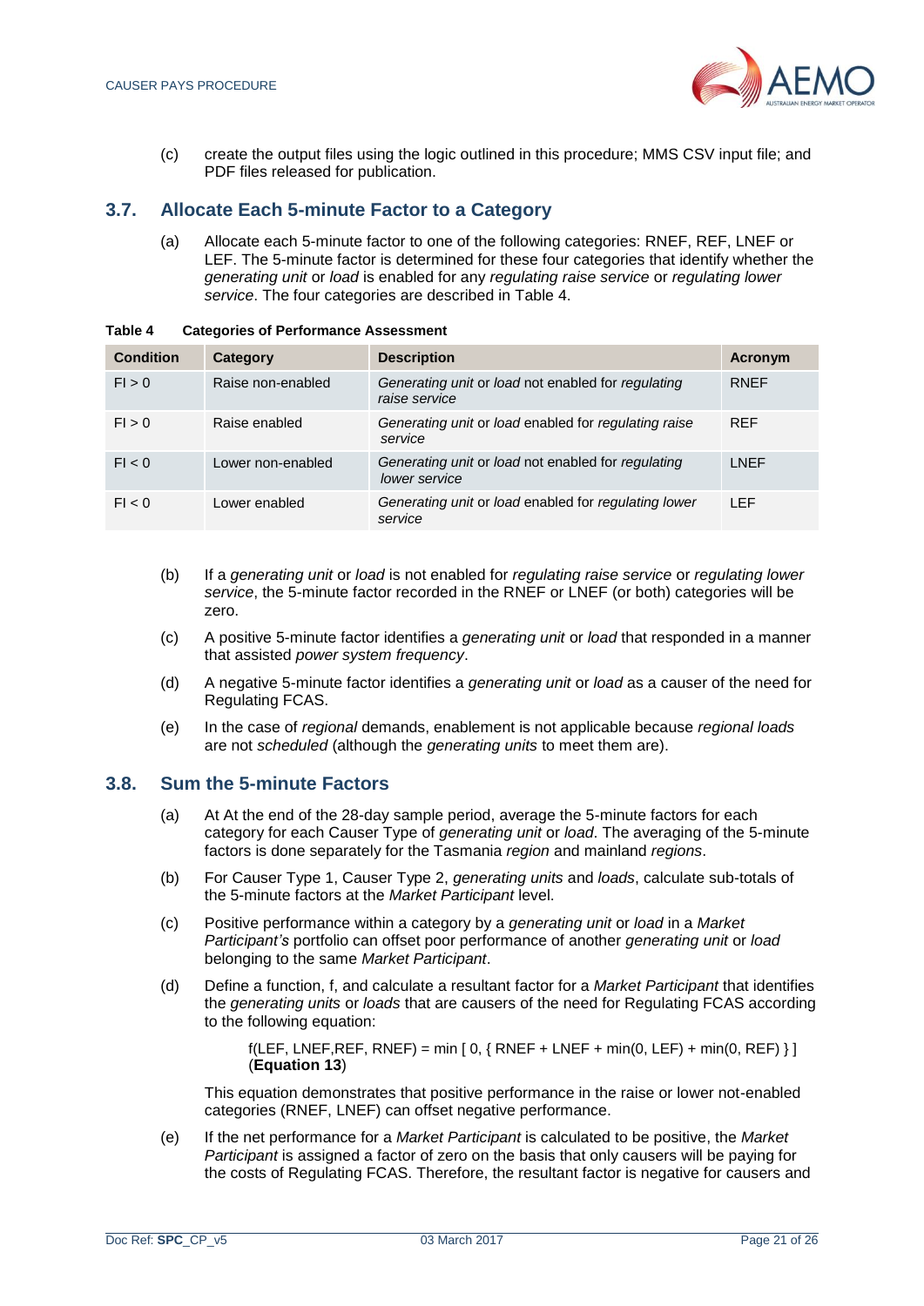(c) create the output files using the logic outlined in this procedure; MMS CSV input file; and PDF files released for publication.

## 3.7. Allocate Each 5-minute Factor to a Category

(a) Allocate each 5-minute factor to one of the following categories: RNEF, REF, LNEF or LEF. The 5-minute factor is determined for these four categories that identify whether the *generating unit* or *load* is enabled for any *regulating raise service* or *regulating lower service*. The four categories are described in Table 4.

**Table 4 Categories of Performance Assessment**

| Condition | Category | Description | Acronym |
|---|---|---|---|
| FI > 0 | Raise non-enabled | *Generating unit* or *load* not enabled for *regulating raise service* | RNEF |
| FI > 0 | Raise enabled | *Generating unit* or *load* enabled for *regulating raise service* | REF |
| FI < 0 | Lower non-enabled | *Generating unit* or *load* not enabled for *regulating lower service* | LNEF |
| FI < 0 | Lower enabled | *Generating unit* or *load* enabled for *regulating lower service* | LEF |

(b) If a *generating unit* or *load* is not enabled for *regulating raise service* or *regulating lower service*, the 5-minute factor recorded in the RNEF or LNEF (or both) categories will be zero.

(c) A positive 5-minute factor identifies a *generating unit* or *load* that responded in a manner that assisted *power system frequency*.

(d) A negative 5-minute factor identifies a *generating unit* or *load* as a causer of the need for Regulating FCAS.

(e) In the case of *regional* demands, enablement is not applicable because *regional loads* are not *scheduled* (although the *generating units* to meet them are).

## 3.8. Sum the 5-minute Factors

(a) At At the end of the 28-day sample period, average the 5-minute factors for each category for each Causer Type of *generating unit* or *load*. The averaging of the 5-minute factors is done separately for the Tasmania *region* and mainland *regions*.

(b) For Causer Type 1, Causer Type 2, *generating units* and *loads*, calculate sub-totals of the 5-minute factors at the *Market Participant* level.

(c) Positive performance within a category by a *generating unit* or *load* in a *Market Participant's* portfolio can offset poor performance of another *generating unit* or *load* belonging to the same *Market Participant*.

(d) Define a function, f, and calculate a resultant factor for a *Market Participant* that identifies the *generating units* or *loads* that are causers of the need for Regulating FCAS according to the following equation:

$$f(LEF, LNEF, REF, RNEF) = \min [\, 0, \{ RNEF + LNEF + \min(0, LEF) + \min(0, REF) \} \,]$$
(**Equation 13**)

This equation demonstrates that positive performance in the raise or lower not-enabled categories (RNEF, LNEF) can offset negative performance.

(e) If the net performance for a *Market Participant* is calculated to be positive, the *Market Participant* is assigned a factor of zero on the basis that only causers will be paying for the costs of Regulating FCAS. Therefore, the resultant factor is negative for causers and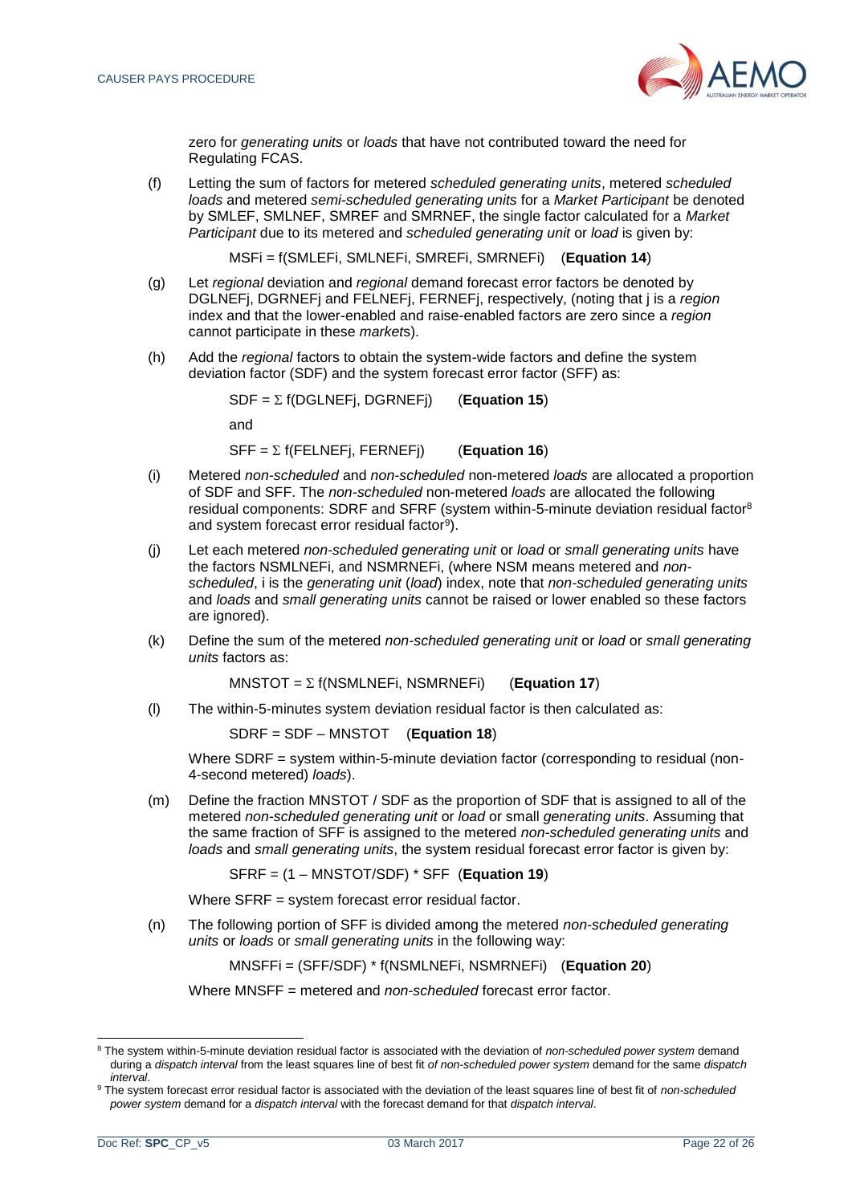zero for *generating units* or *loads* that have not contributed toward the need for Regulating FCAS.

(f) Letting the sum of factors for metered *scheduled generating units*, metered *scheduled loads* and metered *semi-scheduled generating units* for a *Market Participant* be denoted by SMLEF, SMLNEF, SMREF and SMRNEF, the single factor calculated for a *Market Participant* due to its metered and *scheduled generating unit* or *load* is given by:

$$MSFi = f(SMLEFi, SMLNEFi, SMREFi, SMRNEFi) \quad \textbf{(Equation 14)}$$

(g) Let *regional* deviation and *regional* demand forecast error factors be denoted by DGLNEFj, DGRNEFj and FELNEFj, FERNEFj, respectively, (noting that j is a *region* index and that the lower-enabled and raise-enabled factors are zero since a *region* cannot participate in these *markets*).

(h) Add the *regional* factors to obtain the system-wide factors and define the system deviation factor (SDF) and the system forecast error factor (SFF) as:

$$SDF = \Sigma\ f(DGLNEFj, DGRNEFj) \quad \textbf{(Equation 15)}$$

and

$$SFF = \Sigma\ f(FELNEFj, FERNEFj) \quad \textbf{(Equation 16)}$$

(i) Metered *non-scheduled* and *non-scheduled* non-metered *loads* are allocated a proportion of SDF and SFF. The *non-scheduled* non-metered *loads* are allocated the following residual components: SDRF and SFRF (system within-5-minute deviation residual factor[8] and system forecast error residual factor[9]).

(j) Let each metered *non-scheduled generating unit* or *load* or *small generating units* have the factors NSMLNEFi, and NSMRNEFi, (where NSM means metered and *non-scheduled*, i is the *generating unit* (*load*) index, note that *non-scheduled generating units* and *loads* and *small generating units* cannot be raised or lower enabled so these factors are ignored).

(k) Define the sum of the metered *non-scheduled generating unit* or *load* or *small generating units* factors as:

$$MNSTOT = \Sigma\ f(NSMLNEFi, NSMRNEFi) \quad \textbf{(Equation 17)}$$

(l) The within-5-minutes system deviation residual factor is then calculated as:

$$SDRF = SDF - MNSTOT \quad \textbf{(Equation 18)}$$

Where SDRF = system within-5-minute deviation factor (corresponding to residual (non-4-second metered) *loads*).

(m) Define the fraction MNSTOT / SDF as the proportion of SDF that is assigned to all of the metered *non-scheduled generating unit* or *load* or small *generating units*. Assuming that the same fraction of SFF is assigned to the metered *non-scheduled generating units* and *loads* and *small generating units*, the system residual forecast error factor is given by:

$$SFRF = (1 - MNSTOT/SDF) * SFF \quad \textbf{(Equation 19)}$$

Where SFRF = system forecast error residual factor.

(n) The following portion of SFF is divided among the metered *non-scheduled generating units* or *loads* or *small generating units* in the following way:

$$MNSFFi = (SFF/SDF) * f(NSMLNEFi, NSMRNEFi) \quad \textbf{(Equation 20)}$$

Where MNSFF = metered and *non-scheduled* forecast error factor.

---

[8] The system within-5-minute deviation residual factor is associated with the deviation of *non-scheduled power system* demand during a *dispatch interval* from the least squares line of best fit *of non-scheduled power system* demand for the same *dispatch interval*.

[9] The system forecast error residual factor is associated with the deviation of the least squares line of best fit of *non-scheduled power system* demand for a *dispatch interval* with the forecast demand for that *dispatch interval*.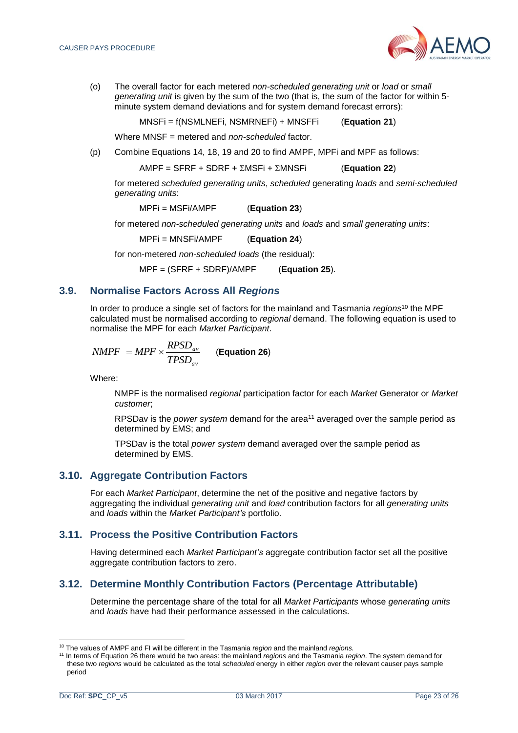(o) The overall factor for each metered *non-scheduled generating unit* or *load* or *small generating unit* is given by the sum of the two (that is, the sum of the factor for within 5-minute system demand deviations and for system demand forecast errors):

$$MNSFi = f(NSMLNEFi, NSMRNEFi) + MNSFFi \quad \textbf{(Equation 21)}$$

Where MNSF = metered and *non-scheduled* factor.

(p) Combine Equations 14, 18, 19 and 20 to find AMPF, MPFi and MPF as follows:

$$AMPF = SFRF + SDRF + \Sigma MSFi + \Sigma MNSFi \quad \textbf{(Equation 22)}$$

for metered *scheduled generating units*, *scheduled* generating *loads* and *semi-scheduled generating units*:

$$MPFi = MSFi/AMPF \quad \textbf{(Equation 23)}$$

for metered *non-scheduled generating units* and *loads* and *small generating units*:

$$MPFi = MNSFi/AMPF \quad \textbf{(Equation 24)}$$

for non-metered *non-scheduled loads* (the residual):

$$MPF = (SFRF + SDRF)/AMPF \quad \textbf{(Equation 25)}.$$

## 3.9. Normalise Factors Across All *Regions*

In order to produce a single set of factors for the mainland and Tasmania *regions*[10] the MPF calculated must be normalised according to *regional* demand. The following equation is used to normalise the MPF for each *Market Participant*.

$$NMPF = MPF \times \frac{RPSD_{av}}{TPSD_{av}} \quad \textbf{(Equation 26)}$$

Where:

NMPF is the normalised *regional* participation factor for each *Market* Generator or *Market customer*;

RPSDav is the *power system* demand for the area[11] averaged over the sample period as determined by EMS; and

TPSDav is the total *power system* demand averaged over the sample period as determined by EMS.

## 3.10. Aggregate Contribution Factors

For each *Market Participant*, determine the net of the positive and negative factors by aggregating the individual *generating unit* and *load* contribution factors for all *generating units* and *loads* within the *Market Participant's* portfolio.

## 3.11. Process the Positive Contribution Factors

Having determined each *Market Participant's* aggregate contribution factor set all the positive aggregate contribution factors to zero.

## 3.12. Determine Monthly Contribution Factors (Percentage Attributable)

Determine the percentage share of the total for all *Market Participants* whose *generating units* and *loads* have had their performance assessed in the calculations.

---

[10] The values of AMPF and FI will be different in the Tasmania *region* and the mainland *regions.*

[11] In terms of Equation 26 there would be two areas: the mainland *regions* and the Tasmania *region*. The system demand for these two *regions* would be calculated as the total *scheduled* energy in either *region* over the relevant causer pays sample period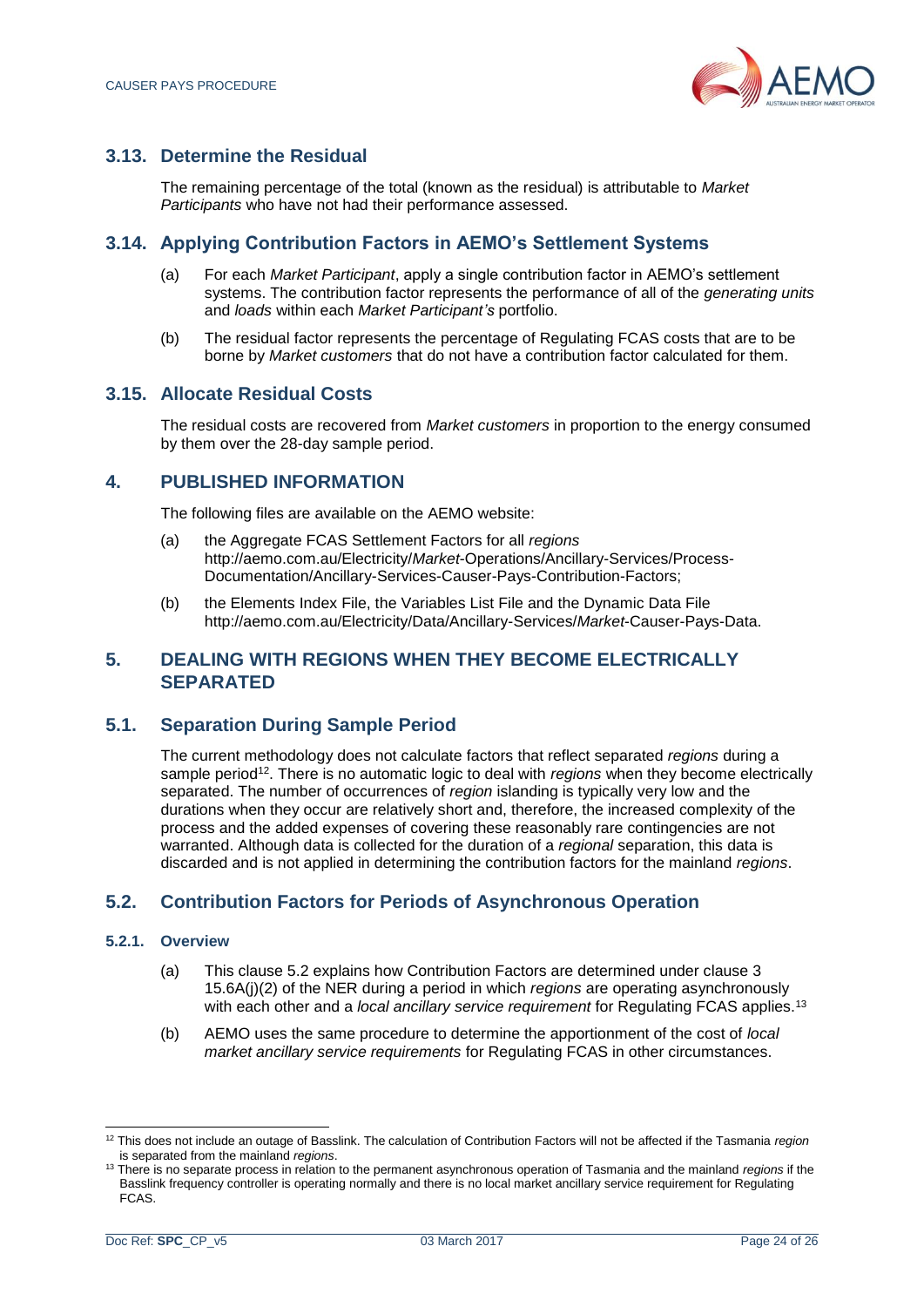## 3.13. Determine the Residual

The remaining percentage of the total (known as the residual) is attributable to *Market Participants* who have not had their performance assessed.

## 3.14. Applying Contribution Factors in AEMO's Settlement Systems

(a) For each *Market Participant*, apply a single contribution factor in AEMO's settlement systems. The contribution factor represents the performance of all of the *generating units* and *loads* within each *Market Participant's* portfolio.

(b) The residual factor represents the percentage of Regulating FCAS costs that are to be borne by *Market customers* that do not have a contribution factor calculated for them.

## 3.15. Allocate Residual Costs

The residual costs are recovered from *Market customers* in proportion to the energy consumed by them over the 28-day sample period.

# 4. PUBLISHED INFORMATION

The following files are available on the AEMO website:

(a) the Aggregate FCAS Settlement Factors for all *regions* http://aemo.com.au/Electricity/*Market*-Operations/Ancillary-Services/Process-Documentation/Ancillary-Services-Causer-Pays-Contribution-Factors;

(b) the Elements Index File, the Variables List File and the Dynamic Data File http://aemo.com.au/Electricity/Data/Ancillary-Services/*Market*-Causer-Pays-Data.

# 5. DEALING WITH REGIONS WHEN THEY BECOME ELECTRICALLY SEPARATED

## 5.1. Separation During Sample Period

The current methodology does not calculate factors that reflect separated *regions* during a sample period[12]. There is no automatic logic to deal with *regions* when they become electrically separated. The number of occurrences of *region* islanding is typically very low and the durations when they occur are relatively short and, therefore, the increased complexity of the process and the added expenses of covering these reasonably rare contingencies are not warranted. Although data is collected for the duration of a *regional* separation, this data is discarded and is not applied in determining the contribution factors for the mainland *regions*.

## 5.2. Contribution Factors for Periods of Asynchronous Operation

### 5.2.1. Overview

(a) This clause 5.2 explains how Contribution Factors are determined under clause 3 15.6A(j)(2) of the NER during a period in which *regions* are operating asynchronously with each other and a *local ancillary service requirement* for Regulating FCAS applies.[13]

(b) AEMO uses the same procedure to determine the apportionment of the cost of *local market ancillary service requirements* for Regulating FCAS in other circumstances.

---

[12] This does not include an outage of Basslink. The calculation of Contribution Factors will not be affected if the Tasmania *region* is separated from the mainland *regions*.

[13] There is no separate process in relation to the permanent asynchronous operation of Tasmania and the mainland *regions* if the Basslink frequency controller is operating normally and there is no local market ancillary service requirement for Regulating FCAS.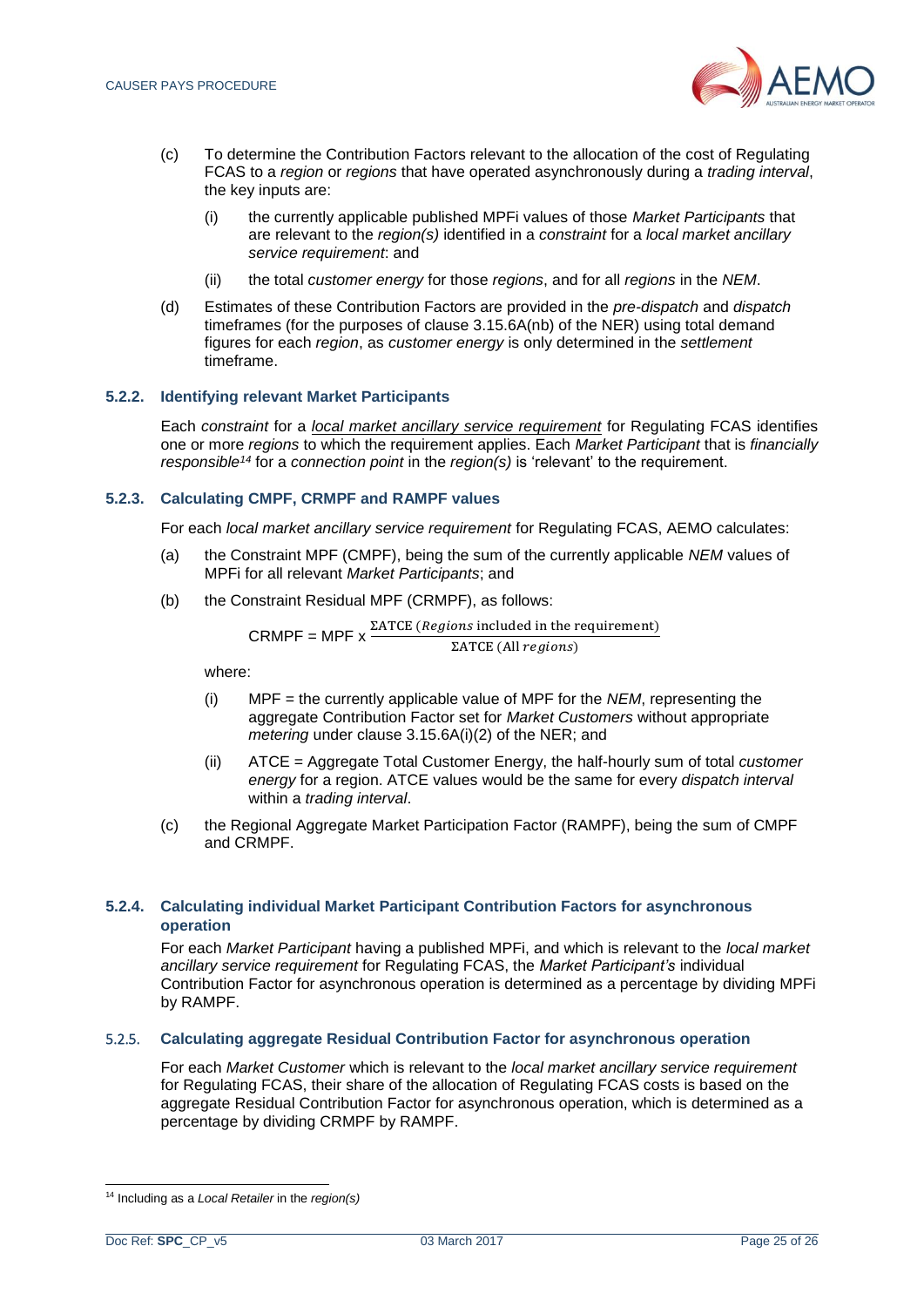(c) To determine the Contribution Factors relevant to the allocation of the cost of Regulating FCAS to a *region* or *regions* that have operated asynchronously during a *trading interval*, the key inputs are:

   (i) the currently applicable published MPFi values of those *Market Participants* that are relevant to the *region(s)* identified in a *constraint* for a *local market ancillary service requirement*: and

   (ii) the total *customer energy* for those *regions*, and for all *regions* in the *NEM*.

(d) Estimates of these Contribution Factors are provided in the *pre-dispatch* and *dispatch* timeframes (for the purposes of clause 3.15.6A(nb) of the NER) using total demand figures for each *region*, as *customer energy* is only determined in the *settlement* timeframe.

### 5.2.2. Identifying relevant Market Participants

Each *constraint* for a *local market ancillary service requirement* for Regulating FCAS identifies one or more *regions* to which the requirement applies. Each *Market Participant* that is *financially responsible*[14] for a *connection point* in the *region(s)* is 'relevant' to the requirement.

### 5.2.3. Calculating CMPF, CRMPF and RAMPF values

For each *local market ancillary service requirement* for Regulating FCAS, AEMO calculates:

(a) the Constraint MPF (CMPF), being the sum of the currently applicable *NEM* values of MPFi for all relevant *Market Participants*; and

(b) the Constraint Residual MPF (CRMPF), as follows:

$$\text{CRMPF} = \text{MPF} \times \frac{\Sigma\text{ATCE}\ (Regions \text{ included in the requirement})}{\Sigma\text{ATCE}\ (\text{All } regions)}$$

where:

   (i) MPF = the currently applicable value of MPF for the *NEM*, representing the aggregate Contribution Factor set for *Market Customers* without appropriate *metering* under clause 3.15.6A(i)(2) of the NER; and

   (ii) ATCE = Aggregate Total Customer Energy, the half-hourly sum of total *customer energy* for a region. ATCE values would be the same for every *dispatch interval* within a *trading interval*.

(c) the Regional Aggregate Market Participation Factor (RAMPF), being the sum of CMPF and CRMPF.

### 5.2.4. Calculating individual Market Participant Contribution Factors for asynchronous operation

For each *Market Participant* having a published MPFi, and which is relevant to the *local market ancillary service requirement* for Regulating FCAS, the *Market Participant's* individual Contribution Factor for asynchronous operation is determined as a percentage by dividing MPFi by RAMPF.

### 5.2.5. Calculating aggregate Residual Contribution Factor for asynchronous operation

For each *Market Customer* which is relevant to the *local market ancillary service requirement* for Regulating FCAS, their share of the allocation of Regulating FCAS costs is based on the aggregate Residual Contribution Factor for asynchronous operation, which is determined as a percentage by dividing CRMPF by RAMPF.

---

[14] Including as a *Local Retailer* in the *region(s)*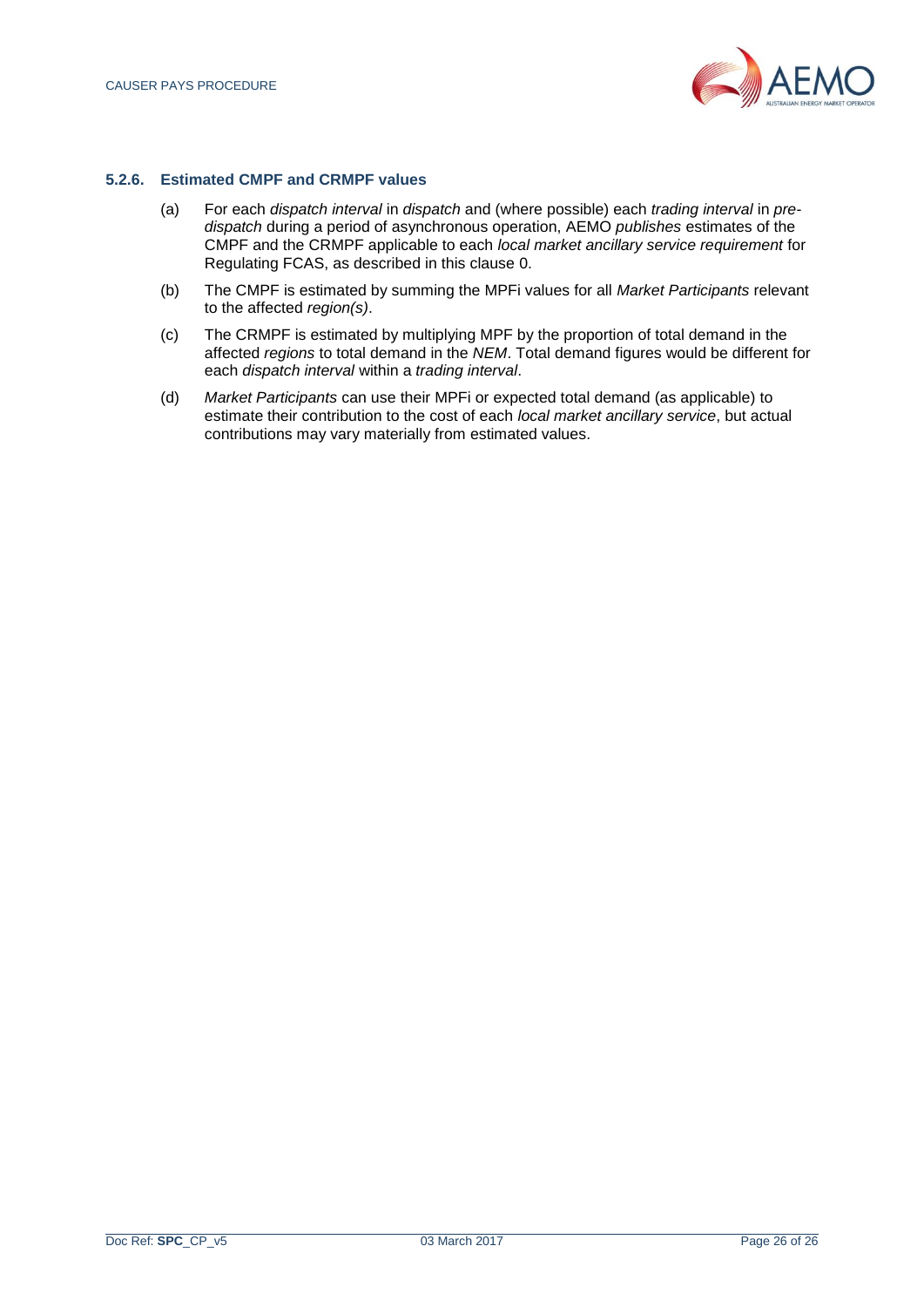### 5.2.6. Estimated CMPF and CRMPF values

(a) For each *dispatch interval* in *dispatch* and (where possible) each *trading interval* in *pre-dispatch* during a period of asynchronous operation, AEMO *publishes* estimates of the CMPF and the CRMPF applicable to each *local market ancillary service requirement* for Regulating FCAS, as described in this clause 0.

(b) The CMPF is estimated by summing the MPFi values for all *Market Participants* relevant to the affected *region(s)*.

(c) The CRMPF is estimated by multiplying MPF by the proportion of total demand in the affected *regions* to total demand in the *NEM*. Total demand figures would be different for each *dispatch interval* within a *trading interval*.

(d) *Market Participants* can use their MPFi or expected total demand (as applicable) to estimate their contribution to the cost of each *local market ancillary service*, but actual contributions may vary materially from estimated values.